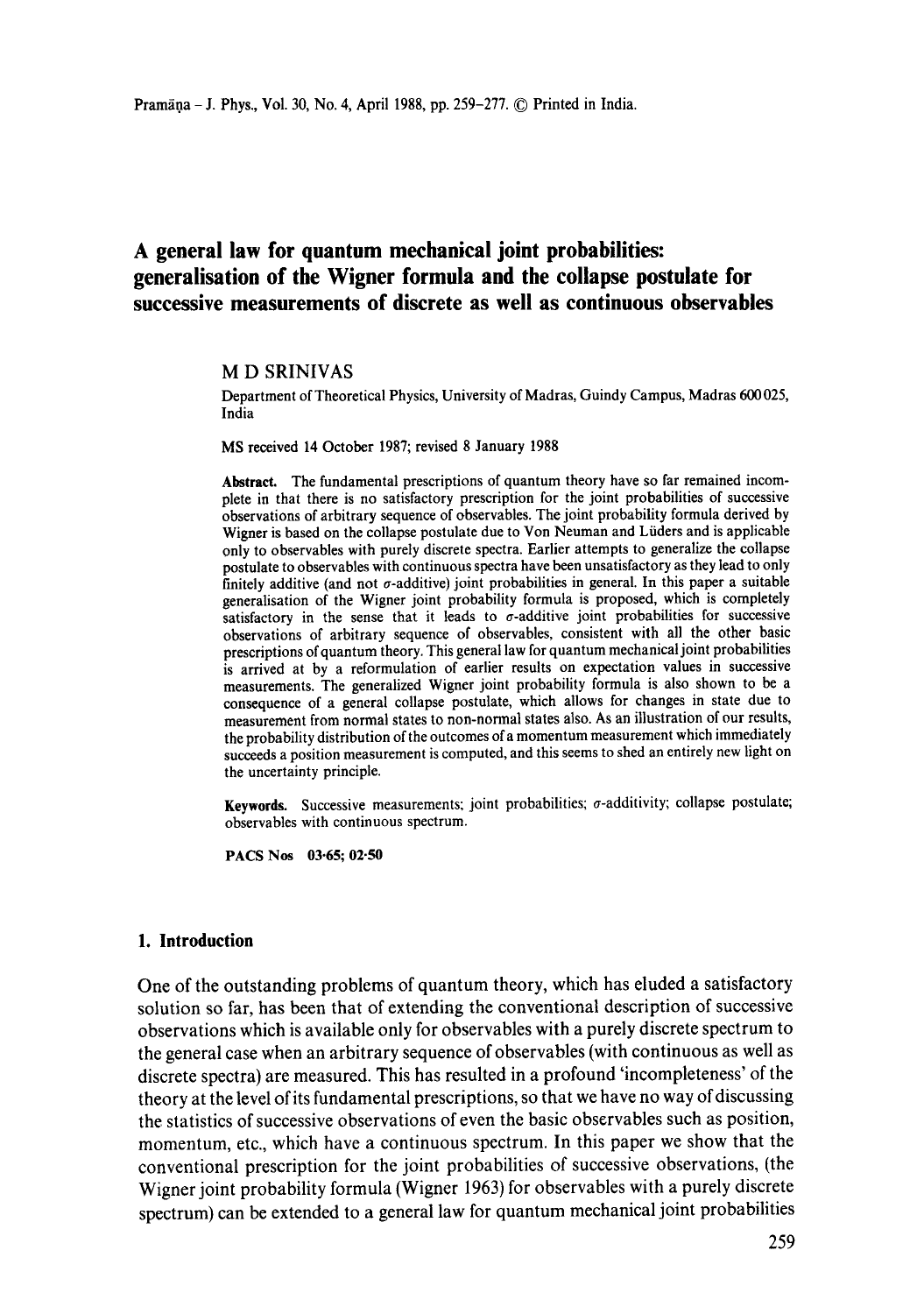# A general law for quantum mechanical joint probabilities: generalisation of the Wigner formula and the collapse postulate for successive measurements of discrete as well as continuous observables

M D SRINIVAS

Department of Theoretical Physics, University of Madras, Guindy Campus, Madras 600 025, India

MS received 14 October 1987; revised 8 January 1988

**Abstract.** The fundamental prescriptions of quantum theory have so far remained incomplete in that there is no satisfactory prescription for the joint probabilities of successive observations of arbitrary sequence of observables. The joint probability formula derived by Wigner is based on the collapse postulate due to Von Neuman and Lüders and is applicable only to observables with purely discrete spectra. Earlier attempts to generalize the collapse postulate to observables with continuous spectra have been unsatisfactory as they lead to only finitely additive (and not $\sigma$-additive) joint probabilities in general. In this paper a suitable generalisation of the Wigner joint probability formula is proposed, which is completely satisfactory in the sense that it leads to $\sigma$-additive joint probabilities for successive observations of arbitrary sequence of observables, consistent with all the other basic prescriptions of quantum theory. This general law for quantum mechanical joint probabilities is arrived at by a reformulation of earlier results on expectation values in successive measurements. The generalized Wigner joint probability formula is also shown to be a consequence of a general collapse postulate, which allows for changes in state due to measurement from normal states to non-normal states also. As an illustration of our results, the probability distribution of the outcomes of a momentum measurement which immediately succeeds a position measurement is computed, and this seems to shed an entirely new light on the uncertainty principle.

**Keywords.** Successive measurements; joint probabilities; $\sigma$-additivity; collapse postulate; observables with continuous spectrum.

**PACS Nos** 03·65; 02·50

## 1. Introduction

One of the outstanding problems of quantum theory, which has eluded a satisfactory solution so far, has been that of extending the conventional description of successive observations which is available only for observables with a purely discrete spectrum to the general case when an arbitrary sequence of observables (with continuous as well as discrete spectra) are measured. This has resulted in a profound 'incompleteness' of the theory at the level of its fundamental prescriptions, so that we have no way of discussing the statistics of successive observations of even the basic observables such as position, momentum, etc., which have a continuous spectrum. In this paper we show that the conventional prescription for the joint probabilities of successive observations, (the Wigner joint probability formula (Wigner 1963) for observables with a purely discrete spectrum) can be extended to a general law for quantum mechanical joint probabilities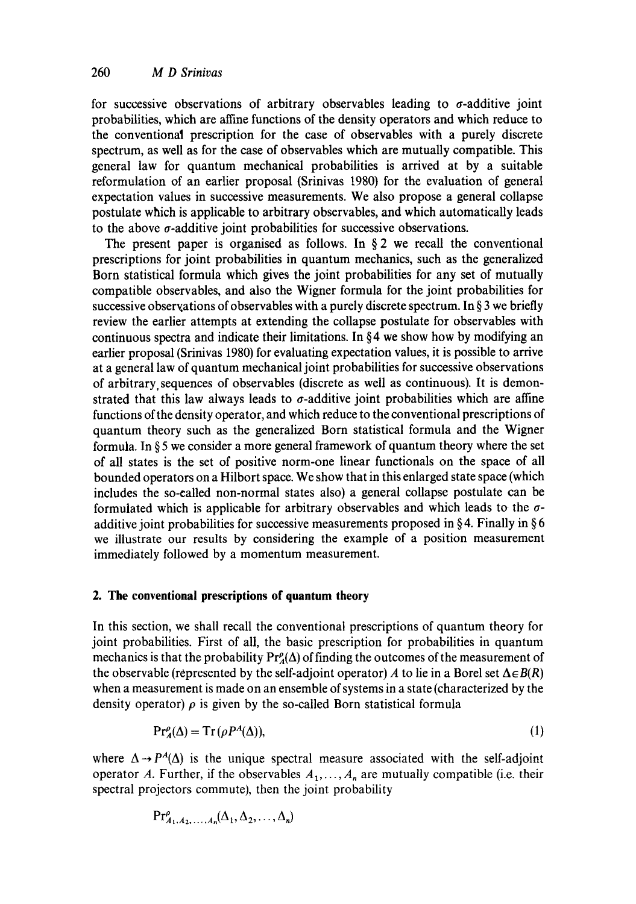for successive observations of arbitrary observables leading to $\sigma$-additive joint probabilities, which are affine functions of the density operators and which reduce to the conventional prescription for the case of observables with a purely discrete spectrum, as well as for the case of observables which are mutually compatible. This general law for quantum mechanical probabilities is arrived at by a suitable reformulation of an earlier proposal (Srinivas 1980) for the evaluation of general expectation values in successive measurements. We also propose a general collapse postulate which is applicable to arbitrary observables, and which automatically leads to the above $\sigma$-additive joint probabilities for successive observations.

The present paper is organised as follows. In § 2 we recall the conventional prescriptions for joint probabilities in quantum mechanics, such as the generalized Born statistical formula which gives the joint probabilities for any set of mutually compatible observables, and also the Wigner formula for the joint probabilities for successive observations of observables with a purely discrete spectrum. In § 3 we briefly review the earlier attempts at extending the collapse postulate for observables with continuous spectra and indicate their limitations. In § 4 we show how by modifying an earlier proposal (Srinivas 1980) for evaluating expectation values, it is possible to arrive at a general law of quantum mechanical joint probabilities for successive observations of arbitrary sequences of observables (discrete as well as continuous). It is demonstrated that this law always leads to $\sigma$-additive joint probabilities which are affine functions of the density operator, and which reduce to the conventional prescriptions of quantum theory such as the generalized Born statistical formula and the Wigner formula. In § 5 we consider a more general framework of quantum theory where the set of all states is the set of positive norm-one linear functionals on the space of all bounded operators on a Hilbort space. We show that in this enlarged state space (which includes the so-called non-normal states also) a general collapse postulate can be formulated which is applicable for arbitrary observables and which leads to the $\sigma$-additive joint probabilities for successive measurements proposed in § 4. Finally in § 6 we illustrate our results by considering the example of a position measurement immediately followed by a momentum measurement.

## 2. The conventional prescriptions of quantum theory

In this section, we shall recall the conventional prescriptions of quantum theory for joint probabilities. First of all, the basic prescription for probabilities in quantum mechanics is that the probability $\mathrm{Pr}_A^\rho(\Delta)$ of finding the outcomes of the measurement of the observable (represented by the self-adjoint operator) $A$ to lie in a Borel set $\Delta \in B(R)$ when a measurement is made on an ensemble of systems in a state (characterized by the density operator) $\rho$ is given by the so-called Born statistical formula

$$\mathrm{Pr}_A^\rho(\Delta) = \mathrm{Tr}\,(\rho P^A(\Delta)), \tag{1}$$

where $\Delta \rightarrow P^A(\Delta)$ is the unique spectral measure associated with the self-adjoint operator $A$. Further, if the observables $A_1, \ldots, A_n$ are mutually compatible (i.e. their spectral projectors commute), then the joint probability

$$\mathrm{Pr}^\rho_{A_1, A_2, \ldots, A_n}(\Delta_1, \Delta_2, \ldots, \Delta_n)$$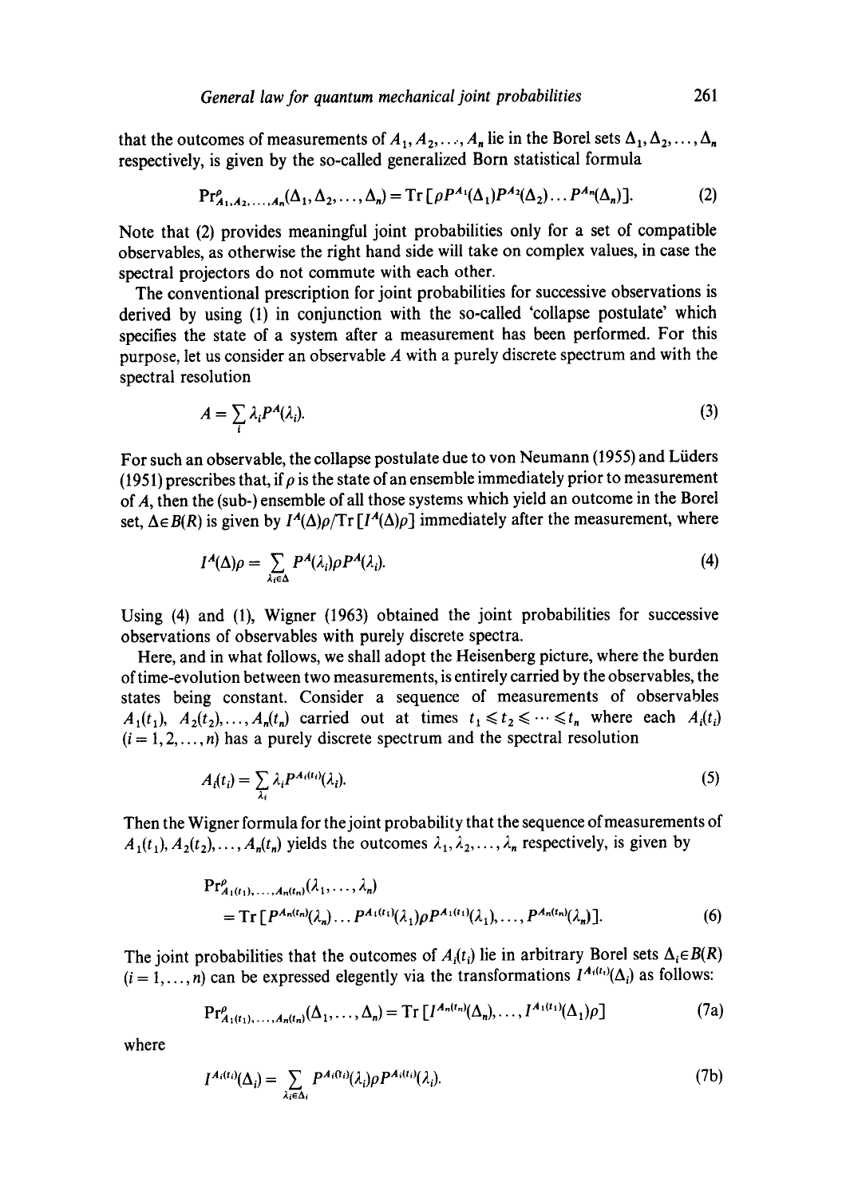that the outcomes of measurements of $A_1, A_2, \ldots, A_n$ lie in the Borel sets $\Delta_1, \Delta_2, \ldots, \Delta_n$ respectively, is given by the so-called generalized Born statistical formula

$$\Pr^{\rho}_{A_1, A_2, \ldots, A_n}(\Delta_1, \Delta_2, \ldots, \Delta_n) = \mathrm{Tr}\,[\rho P^{A_1}(\Delta_1) P^{A_2}(\Delta_2) \ldots P^{A_n}(\Delta_n)]. \tag{2}$$

Note that (2) provides meaningful joint probabilities only for a set of compatible observables, as otherwise the right hand side will take on complex values, in case the spectral projectors do not commute with each other.

The conventional prescription for joint probabilities for successive observations is derived by using (1) in conjunction with the so-called 'collapse postulate' which specifies the state of a system after a measurement has been performed. For this purpose, let us consider an observable $A$ with a purely discrete spectrum and with the spectral resolution

$$A = \sum_i \lambda_i P^A(\lambda_i). \tag{3}$$

For such an observable, the collapse postulate due to von Neumann (1955) and Lüders (1951) prescribes that, if $\rho$ is the state of an ensemble immediately prior to measurement of $A$, then the (sub-) ensemble of all those systems which yield an outcome in the Borel set, $\Delta \in B(R)$ is given by $I^A(\Delta)\rho / \mathrm{Tr}\,[I^A(\Delta)\rho]$ immediately after the measurement, where

$$I^A(\Delta)\rho = \sum_{\lambda_i \in \Delta} P^A(\lambda_i) \rho P^A(\lambda_i). \tag{4}$$

Using (4) and (1), Wigner (1963) obtained the joint probabilities for successive observations of observables with purely discrete spectra.

Here, and in what follows, we shall adopt the Heisenberg picture, where the burden of time-evolution between two measurements, is entirely carried by the observables, the states being constant. Consider a sequence of measurements of observables $A_1(t_1)$, $A_2(t_2), \ldots, A_n(t_n)$ carried out at times $t_1 \leqslant t_2 \leqslant \cdots \leqslant t_n$ where each $A_i(t_i)$ $(i = 1, 2, \ldots, n)$ has a purely discrete spectrum and the spectral resolution

$$A_i(t_i) = \sum_{\lambda_i} \lambda_i P^{A_i(t_i)}(\lambda_i). \tag{5}$$

Then the Wigner formula for the joint probability that the sequence of measurements of $A_1(t_1), A_2(t_2), \ldots, A_n(t_n)$ yields the outcomes $\lambda_1, \lambda_2, \ldots, \lambda_n$ respectively, is given by

$$\begin{aligned} &\Pr^{\rho}_{A_1(t_1), \ldots, A_n(t_n)}(\lambda_1, \ldots, \lambda_n) \\ &\quad = \mathrm{Tr}\,[P^{A_n(t_n)}(\lambda_n) \ldots P^{A_1(t_1)}(\lambda_1) \rho P^{A_1(t_1)}(\lambda_1), \ldots, P^{A_n(t_n)}(\lambda_n)]. \end{aligned} \tag{6}$$

The joint probabilities that the outcomes of $A_i(t_i)$ lie in arbitrary Borel sets $\Delta_i \in B(R)$ $(i = 1, \ldots, n)$ can be expressed elegently via the transformations $I^{A_i(t_i)}(\Delta_i)$ as follows:

$$\Pr^{\rho}_{A_1(t_1), \ldots, A_n(t_n)}(\Delta_1, \ldots, \Delta_n) = \mathrm{Tr}\,[I^{A_n(t_n)}(\Delta_n), \ldots, I^{A_1(t_1)}(\Delta_1)\rho] \tag{7a}$$

where

$$I^{A_i(t_i)}(\Delta_i) = \sum_{\lambda_i \in \Delta_i} P^{A_i(t_i)}(\lambda_i) \rho P^{A_i(t_i)}(\lambda_i). \tag{7b}$$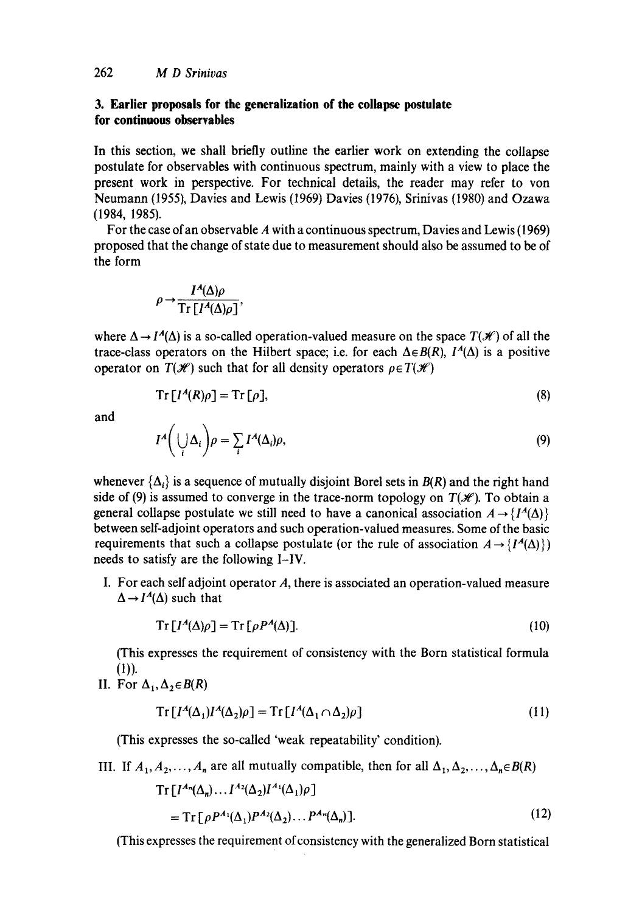## 3. Earlier proposals for the generalization of the collapse postulate for continuous observables

In this section, we shall briefly outline the earlier work on extending the collapse postulate for observables with continuous spectrum, mainly with a view to place the present work in perspective. For technical details, the reader may refer to von Neumann (1955), Davies and Lewis (1969) Davies (1976), Srinivas (1980) and Ozawa (1984, 1985).

For the case of an observable $A$ with a continuous spectrum, Davies and Lewis (1969) proposed that the change of state due to measurement should also be assumed to be of the form

$$\rho \to \frac{I^A(\Delta)\rho}{\mathrm{Tr}\,[I^A(\Delta)\rho]},$$

where $\Delta \to I^A(\Delta)$ is a so-called operation-valued measure on the space $T(\mathscr{H})$ of all the trace-class operators on the Hilbert space; i.e. for each $\Delta \in B(R)$, $I^A(\Delta)$ is a positive operator on $T(\mathscr{H})$ such that for all density operators $\rho \in T(\mathscr{H})$

$$\mathrm{Tr}\,[I^A(R)\rho] = \mathrm{Tr}\,[\rho], \tag{8}$$

and

$$I^A\Big(\bigcup_i \Delta_i\Big)\rho = \sum_i I^A(\Delta_i)\rho, \tag{9}$$

whenever $\{\Delta_i\}$ is a sequence of mutually disjoint Borel sets in $B(R)$ and the right hand side of (9) is assumed to converge in the trace-norm topology on $T(\mathscr{H})$. To obtain a general collapse postulate we still need to have a canonical association $A \to \{I^A(\Delta)\}$ between self-adjoint operators and such operation-valued measures. Some of the basic requirements that such a collapse postulate (or the rule of association $A \to \{I^A(\Delta)\}$) needs to satisfy are the following I–IV.

I. For each self adjoint operator $A$, there is associated an operation-valued measure $\Delta \to I^A(\Delta)$ such that

$$\mathrm{Tr}\,[I^A(\Delta)\rho] = \mathrm{Tr}\,[\rho P^A(\Delta)]. \tag{10}$$

(This expresses the requirement of consistency with the Born statistical formula (1)).

II. For $\Delta_1, \Delta_2 \in B(R)$

$$\mathrm{Tr}\,[I^A(\Delta_1)I^A(\Delta_2)\rho] = \mathrm{Tr}\,[I^A(\Delta_1 \cap \Delta_2)\rho] \tag{11}$$

(This expresses the so-called 'weak repeatability' condition).

III. If $A_1, A_2, \ldots, A_n$ are all mutually compatible, then for all $\Delta_1, \Delta_2, \ldots, \Delta_n \in B(R)$

$$\mathrm{Tr}\,[I^{A_n}(\Delta_n)\ldots I^{A_2}(\Delta_2)I^{A_1}(\Delta_1)\rho] = \mathrm{Tr}\,[\rho P^{A_1}(\Delta_1)P^{A_2}(\Delta_2)\ldots P^{A_n}(\Delta_n)]. \tag{12}$$

(This expresses the requirement of consistency with the generalized Born statistical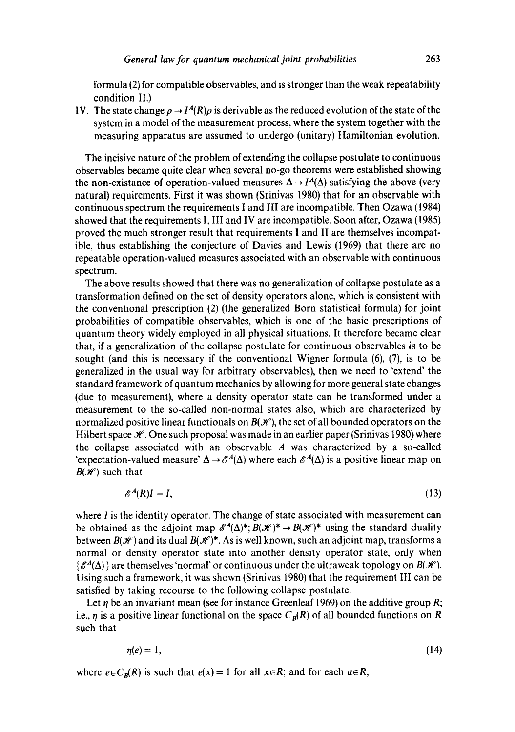formula (2) for compatible observables, and is stronger than the weak repeatability condition II.)

IV. The state change $\rho \to I^A(R)\rho$ is derivable as the reduced evolution of the state of the system in a model of the measurement process, where the system together with the measuring apparatus are assumed to undergo (unitary) Hamiltonian evolution.

The incisive nature of the problem of extending the collapse postulate to continuous observables became quite clear when several no-go theorems were established showing the non-existance of operation-valued measures $\Delta \to I^A(\Delta)$ satisfying the above (very natural) requirements. First it was shown (Srinivas 1980) that for an observable with continuous spectrum the requirements I and III are incompatible. Then Ozawa (1984) showed that the requirements I, III and IV are incompatible. Soon after, Ozawa (1985) proved the much stronger result that requirements I and II are themselves incompatible, thus establishing the conjecture of Davies and Lewis (1969) that there are no repeatable operation-valued measures associated with an observable with continuous spectrum.

The above results showed that there was no generalization of collapse postulate as a transformation defined on the set of density operators alone, which is consistent with the conventional prescription (2) (the generalized Born statistical formula) for joint probabilities of compatible observables, which is one of the basic prescriptions of quantum theory widely employed in all physical situations. It therefore became clear that, if a generalization of the collapse postulate for continuous observables is to be sought (and this is necessary if the conventional Wigner formula (6), (7), is to be generalized in the usual way for arbitrary observables), then we need to 'extend' the standard framework of quantum mechanics by allowing for more general state changes (due to measurement), where a density operator state can be transformed under a measurement to the so-called non-normal states also, which are characterized by normalized positive linear functionals on $B(\mathscr{H})$, the set of all bounded operators on the Hilbert space $\mathscr{H}$. One such proposal was made in an earlier paper (Srinivas 1980) where the collapse associated with an observable $A$ was characterized by a so-called 'expectation-valued measure' $\Delta \to \mathscr{E}^A(\Delta)$ where each $\mathscr{E}^A(\Delta)$ is a positive linear map on $B(\mathscr{H})$ such that

$$\mathscr{E}^A(R)I = I, \tag{13}$$

where $I$ is the identity operator. The change of state associated with measurement can be obtained as the adjoint map $\mathscr{E}^A(\Delta)^*; B(\mathscr{H})^* \to B(\mathscr{H})^*$ using the standard duality between $B(\mathscr{H})$ and its dual $B(\mathscr{H})^*$. As is well known, such an adjoint map, transforms a normal or density operator state into another density operator state, only when $\{\mathscr{E}^A(\Delta)\}$ are themselves 'normal' or continuous under the ultraweak topology on $B(\mathscr{H})$. Using such a framework, it was shown (Srinivas 1980) that the requirement III can be satisfied by taking recourse to the following collapse postulate.

Let $\eta$ be an invariant mean (see for instance Greenleaf 1969) on the additive group $R$; i.e., $\eta$ is a positive linear functional on the space $C_B(R)$ of all bounded functions on $R$ such that

$$\eta(e) = 1, \tag{14}$$

where $e \in C_B(R)$ is such that $e(x) = 1$ for all $x \in R$; and for each $a \in R$,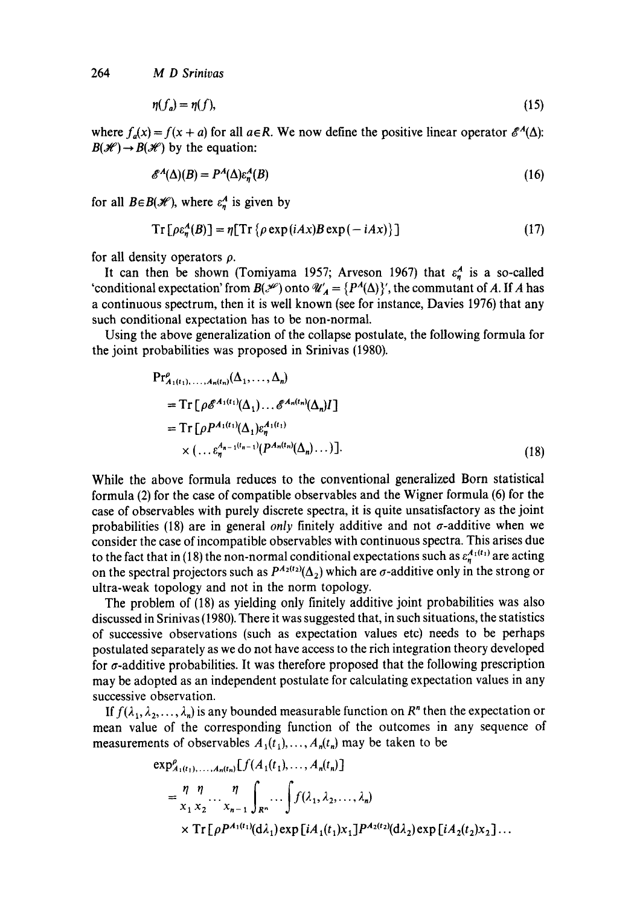$$\eta(f_a) = \eta(f), \tag{15}$$

where $f_a(x) = f(x + a)$ for all $a \in R$. We now define the positive linear operator $\mathscr{E}^A(\Delta)$: $B(\mathscr{H}) \to B(\mathscr{H})$ by the equation:

$$\mathscr{E}^A(\Delta)(B) = P^A(\Delta)\varepsilon_\eta^A(B) \tag{16}$$

for all $B \in B(\mathscr{H})$, where $\varepsilon_\eta^A$ is given by

$$\mathrm{Tr}\,[\rho\varepsilon_\eta^A(B)] = \eta[\mathrm{Tr}\,\{\rho \exp(iAx) B \exp(-iAx)\}] \tag{17}$$

for all density operators $\rho$.

It can then be shown (Tomiyama 1957; Arveson 1967) that $\varepsilon_\eta^A$ is a so-called 'conditional expectation' from $B(\mathscr{H})$ onto $\mathscr{U}'_A = \{P^A(\Delta)\}'$, the commutant of $A$. If $A$ has a continuous spectrum, then it is well known (see for instance, Davies 1976) that any such conditional expectation has to be non-normal.

Using the above generalization of the collapse postulate, the following formula for the joint probabilities was proposed in Srinivas (1980).

$$\begin{aligned}
&\mathrm{Pr}^\rho_{A_1(t_1),\ldots,A_n(t_n)}(\Delta_1,\ldots,\Delta_n)\\
&= \mathrm{Tr}\,[\rho\mathscr{E}^{A_1(t_1)}(\Delta_1)\ldots\mathscr{E}^{A_n(t_n)}(\Delta_n)I]\\
&= \mathrm{Tr}\,[\rho P^{A_1(t_1)}(\Delta_1)\varepsilon_\eta^{A_1(t_1)}\\
&\quad \times(\ldots\varepsilon_\eta^{A_{n-1}(t_{n-1})}(P^{A_n(t_n)}(\Delta_n)\ldots)].
\end{aligned} \tag{18}$$

While the above formula reduces to the conventional generalized Born statistical formula (2) for the case of compatible observables and the Wigner formula (6) for the case of observables with purely discrete spectra, it is quite unsatisfactory as the joint probabilities (18) are in general *only* finitely additive and not $\sigma$-additive when we consider the case of incompatible observables with continuous spectra. This arises due to the fact that in (18) the non-normal conditional expectations such as $\varepsilon_\eta^{A_1(t_1)}$ are acting on the spectral projectors such as $P^{A_2(t_2)}(\Delta_2)$ which are $\sigma$-additive only in the strong or ultra-weak topology and not in the norm topology.

The problem of (18) as yielding only finitely additive joint probabilities was also discussed in Srinivas (1980). There it was suggested that, in such situations, the statistics of successive observations (such as expectation values etc) needs to be perhaps postulated separately as we do not have access to the rich integration theory developed for $\sigma$-additive probabilities. It was therefore proposed that the following prescription may be adopted as an independent postulate for calculating expectation values in any successive observation.

If $f(\lambda_1, \lambda_2, \ldots, \lambda_n)$ is any bounded measurable function on $R^n$ then the expectation or mean value of the corresponding function of the outcomes in any sequence of measurements of observables $A_1(t_1), \ldots, A_n(t_n)$ may be taken to be

$$\begin{aligned}
&\exp^\rho_{A_1(t_1),\ldots,A_n(t_n)}[f(A_1(t_1),\ldots,A_n(t_n)]\\
&= \underset{x_1}{\eta}\,\underset{x_2}{\eta}\ldots\underset{x_{n-1}}{\eta}\int_{R^n}\ldots\int f(\lambda_1,\lambda_2,\ldots,\lambda_n)\\
&\quad\times \mathrm{Tr}\,[\rho P^{A_1(t_1)}(\mathrm{d}\lambda_1)\exp[iA_1(t_1)x_1]P^{A_2(t_2)}(\mathrm{d}\lambda_2)\exp[iA_2(t_2)x_2]\ldots
\end{aligned}$$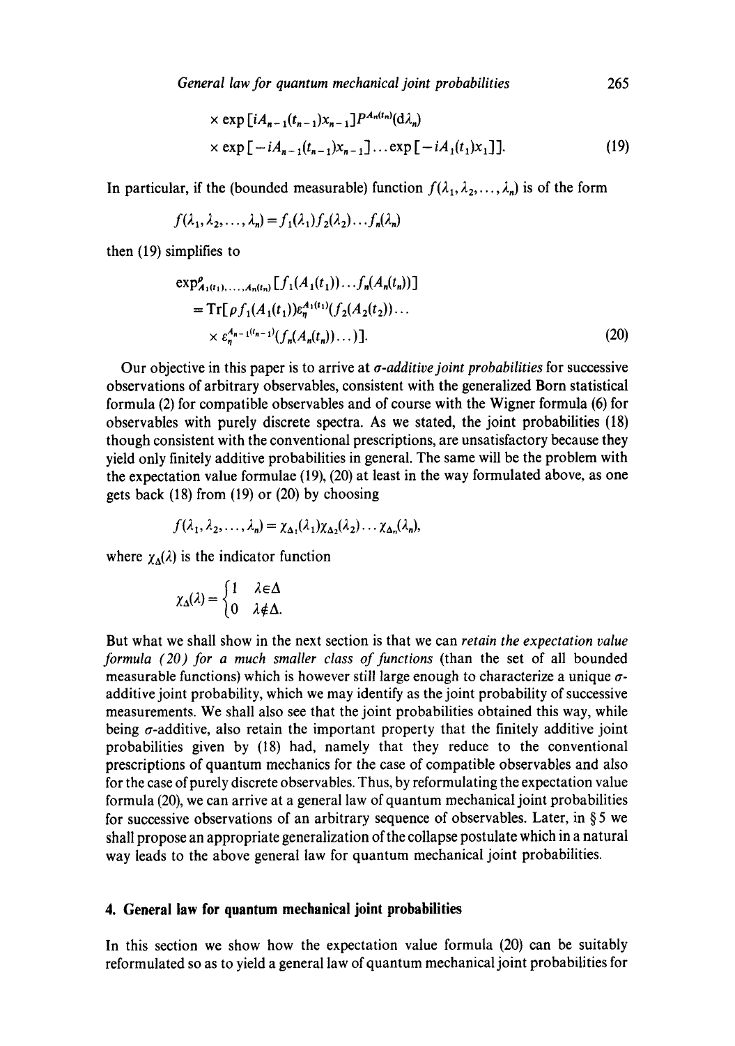$$
\times \exp[iA_{n-1}(t_{n-1})x_{n-1}]P^{A_n(t_n)}(\mathrm{d}\lambda_n)
$$

$$
\times \exp[-iA_{n-1}(t_{n-1})x_{n-1}]\dots\exp[-iA_1(t_1)x_1]]. \tag{19}
$$

In particular, if the (bounded measurable) function $f(\lambda_1, \lambda_2, \dots, \lambda_n)$ is of the form

$$
f(\lambda_1, \lambda_2, \dots, \lambda_n) = f_1(\lambda_1) f_2(\lambda_2) \dots f_n(\lambda_n)
$$

then (19) simplifies to

$$
\begin{aligned}
&\exp^{\rho}_{A_1(t_1),\dots,A_n(t_n)}[f_1(A_1(t_1))\dots f_n(A_n(t_n))] \\
&= \mathrm{Tr}[\rho f_1(A_1(t_1))\varepsilon_\eta^{A_1(t_1)}(f_2(A_2(t_2))\dots \\
&\quad \times \varepsilon_\eta^{A_{n-1}(t_{n-1})}(f_n(A_n(t_n))\dots)].
\end{aligned} \tag{20}
$$

Our objective in this paper is to arrive at *σ-additive joint probabilities* for successive observations of arbitrary observables, consistent with the generalized Born statistical formula (2) for compatible observables and of course with the Wigner formula (6) for observables with purely discrete spectra. As we stated, the joint probabilities (18) though consistent with the conventional prescriptions, are unsatisfactory because they yield only finitely additive probabilities in general. The same will be the problem with the expectation value formulae (19), (20) at least in the way formulated above, as one gets back (18) from (19) or (20) by choosing

$$
f(\lambda_1, \lambda_2, \dots, \lambda_n) = \chi_{\Delta_1}(\lambda_1)\chi_{\Delta_2}(\lambda_2)\dots\chi_{\Delta_n}(\lambda_n),
$$

where $\chi_\Delta(\lambda)$ is the indicator function

$$
\chi_\Delta(\lambda) = \begin{cases} 1 & \lambda \in \Delta \\ 0 & \lambda \notin \Delta. \end{cases}
$$

But what we shall show in the next section is that we can *retain the expectation value formula (20) for a much smaller class of functions* (than the set of all bounded measurable functions) which is however still large enough to characterize a unique σ-additive joint probability, which we may identify as the joint probability of successive measurements. We shall also see that the joint probabilities obtained this way, while being σ-additive, also retain the important property that the finitely additive joint probabilities given by (18) had, namely that they reduce to the conventional prescriptions of quantum mechanics for the case of compatible observables and also for the case of purely discrete observables. Thus, by reformulating the expectation value formula (20), we can arrive at a general law of quantum mechanical joint probabilities for successive observations of an arbitrary sequence of observables. Later, in § 5 we shall propose an appropriate generalization of the collapse postulate which in a natural way leads to the above general law for quantum mechanical joint probabilities.

## 4. General law for quantum mechanical joint probabilities

In this section we show how the expectation value formula (20) can be suitably reformulated so as to yield a general law of quantum mechanical joint probabilities for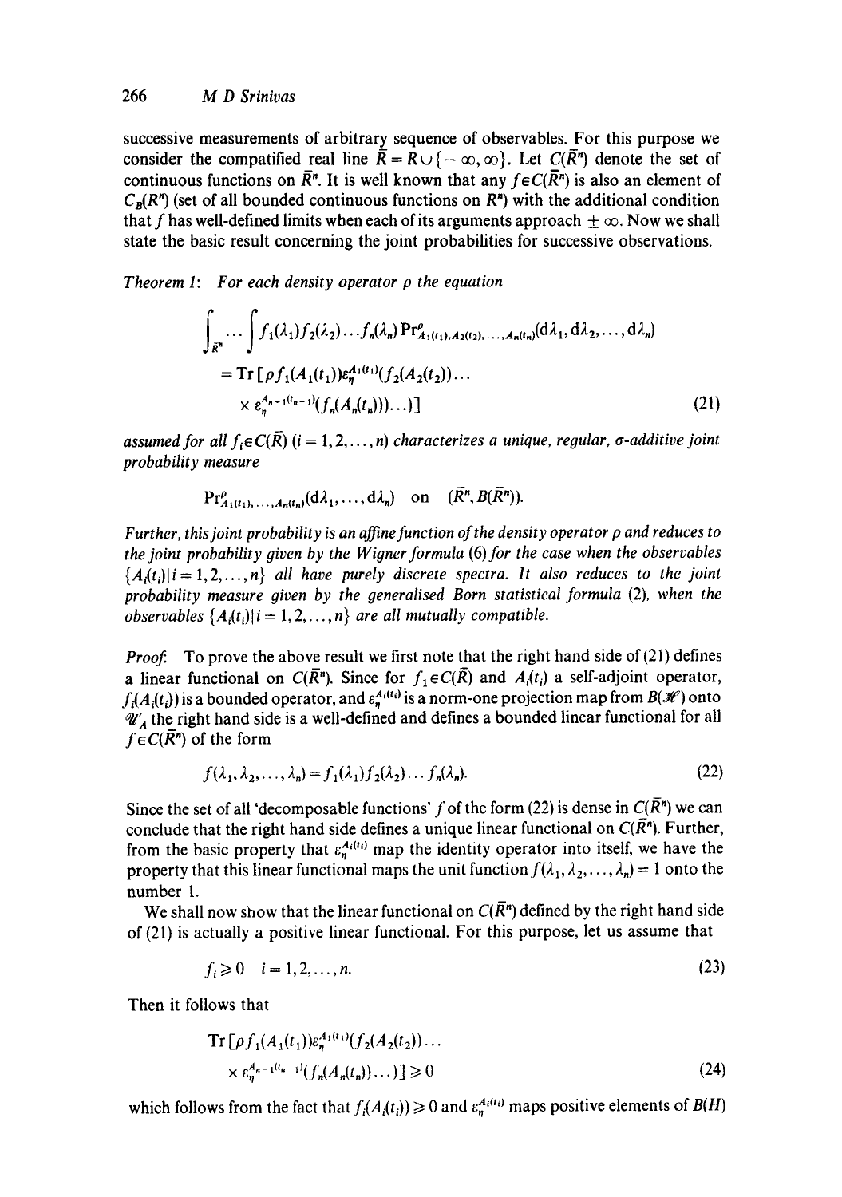successive measurements of arbitrary sequence of observables. For this purpose we consider the compatified real line $\bar{R} = R \cup \{-\infty, \infty\}$. Let $C(\bar{R}^n)$ denote the set of continuous functions on $\bar{R}^n$. It is well known that any $f \in C(\bar{R}^n)$ is also an element of $C_B(R^n)$ (set of all bounded continuous functions on $R^n$) with the additional condition that $f$ has well-defined limits when each of its arguments approach $\pm\infty$. Now we shall state the basic result concerning the joint probabilities for successive observations.

*Theorem 1*: *For each density operator $\rho$ the equation*

$$\int_{\bar{R}^n} \cdots \int f_1(\lambda_1) f_2(\lambda_2) \ldots f_n(\lambda_n) \Pr^{\rho}_{A_1(t_1), A_2(t_2), \ldots, A_n(t_n)}(\mathrm{d}\lambda_1, \mathrm{d}\lambda_2, \ldots, \mathrm{d}\lambda_n)$$
$$= \mathrm{Tr}\,[\rho f_1(A_1(t_1)) \varepsilon_\eta^{A_1(t_1)}(f_2(A_2(t_2)) \ldots \times \varepsilon_\eta^{A_{n-1}(t_{n-1})}(f_n(A_n(t_n))) \ldots)] \tag{21}$$

*assumed for all $f_i \in C(\bar{R})$ $(i = 1, 2, \ldots, n)$ characterizes a unique, regular, $\sigma$-additive joint probability measure*

$$\Pr^{\rho}_{A_1(t_1), \ldots, A_n(t_n)}(\mathrm{d}\lambda_1, \ldots, \mathrm{d}\lambda_n) \quad \text{on} \quad (\bar{R}^n, B(\bar{R}^n)).$$

*Further, this joint probability is an affine function of the density operator $\rho$ and reduces to the joint probability given by the Wigner formula (6) for the case when the observables $\{A_i(t_i) | i = 1, 2, \ldots, n\}$ all have purely discrete spectra. It also reduces to the joint probability measure given by the generalised Born statistical formula (2), when the observables $\{A_i(t_i) | i = 1, 2, \ldots, n\}$ are all mutually compatible.*

*Proof*: To prove the above result we first note that the right hand side of (21) defines a linear functional on $C(\bar{R}^n)$. Since for $f_1 \in C(\bar{R})$ and $A_i(t_i)$ a self-adjoint operator, $f_i(A_i(t_i))$ is a bounded operator, and $\varepsilon_\eta^{A_i(t_i)}$ is a norm-one projection map from $B(\mathscr{H})$ onto $\mathscr{U}'_A$ the right hand side is a well-defined and defines a bounded linear functional for all $f \in C(\bar{R}^n)$ of the form

$$f(\lambda_1, \lambda_2, \ldots, \lambda_n) = f_1(\lambda_1) f_2(\lambda_2) \ldots f_n(\lambda_n). \tag{22}$$

Since the set of all 'decomposable functions' $f$ of the form (22) is dense in $C(\bar{R}^n)$ we can conclude that the right hand side defines a unique linear functional on $C(\bar{R}^n)$. Further, from the basic property that $\varepsilon_\eta^{A_i(t_i)}$ map the identity operator into itself, we have the property that this linear functional maps the unit function $f(\lambda_1, \lambda_2, \ldots, \lambda_n) = 1$ onto the number 1.

We shall now show that the linear functional on $C(\bar{R}^n)$ defined by the right hand side of (21) is actually a positive linear functional. For this purpose, let us assume that

$$f_i \geqslant 0 \quad i = 1, 2, \ldots, n. \tag{23}$$

Then it follows that

$$\mathrm{Tr}\,[\rho f_1(A_1(t_1)) \varepsilon_\eta^{A_1(t_1)}(f_2(A_2(t_2)) \ldots \times \varepsilon_\eta^{A_{n-1}(t_{n-1})}(f_n(A_n(t_n))) \ldots)] \geqslant 0 \tag{24}$$

which follows from the fact that $f_i(A_i(t_i)) \geqslant 0$ and $\varepsilon_\eta^{A_i(t_i)}$ maps positive elements of $B(H)$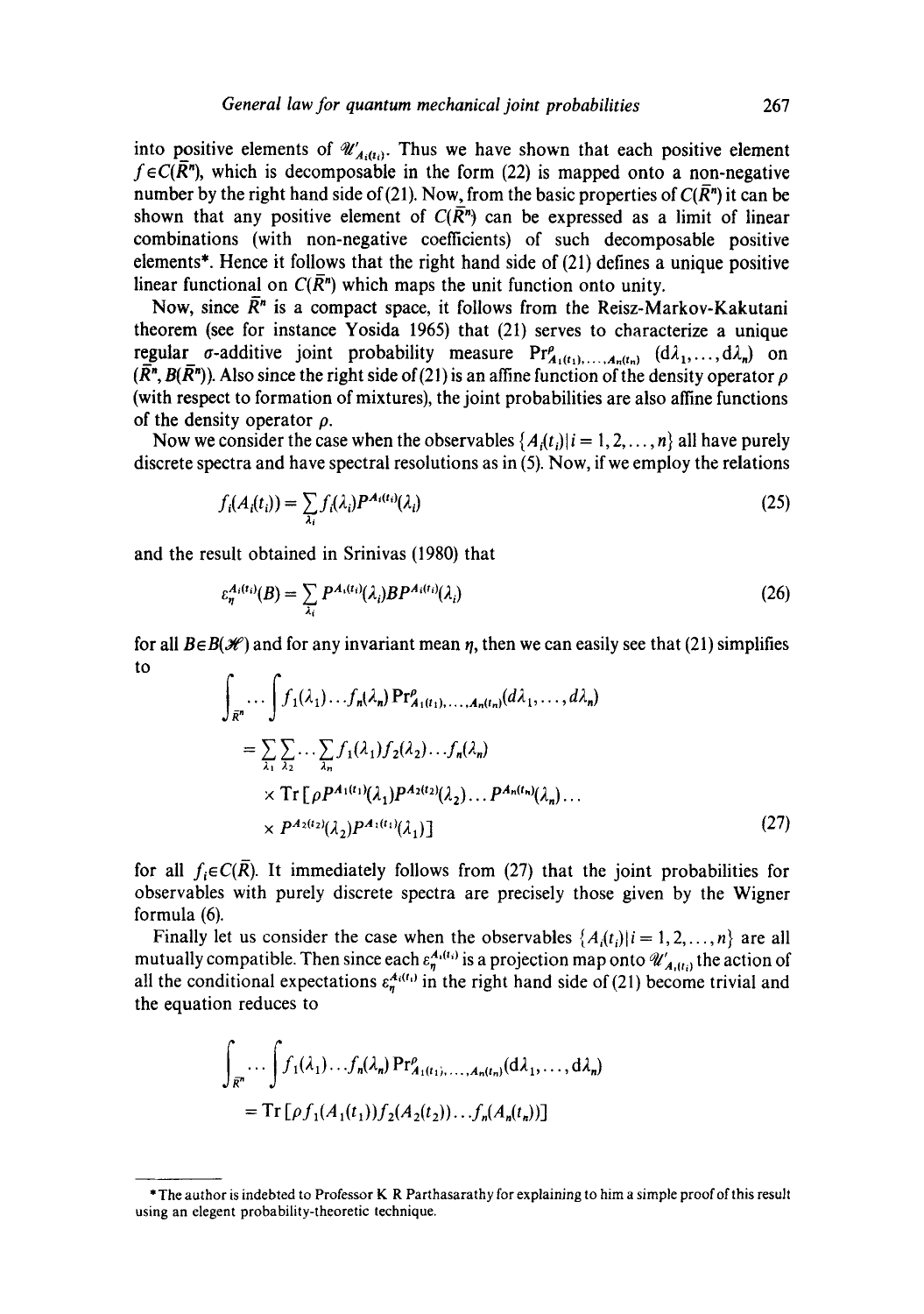into positive elements of $\mathscr{U}'_{A_i(t_i)}$. Thus we have shown that each positive element $f \in C(\bar{R}^n)$, which is decomposable in the form (22) is mapped onto a non-negative number by the right hand side of (21). Now, from the basic properties of $C(\bar{R}^n)$ it can be shown that any positive element of $C(\bar{R}^n)$ can be expressed as a limit of linear combinations (with non-negative coefficients) of such decomposable positive elements*. Hence it follows that the right hand side of (21) defines a unique positive linear functional on $C(\bar{R}^n)$ which maps the unit function onto unity.

Now, since $\bar{R}^n$ is a compact space, it follows from the Reisz-Markov-Kakutani theorem (see for instance Yosida 1965) that (21) serves to characterize a unique regular $\sigma$-additive joint probability measure $\Pr^{\rho}_{A_1(t_1),\ldots,A_n(t_n)}\,(\mathrm{d}\lambda_1,\ldots,\mathrm{d}\lambda_n)$ on $(\bar{R}^n, B(\bar{R}^n))$. Also since the right side of (21) is an affine function of the density operator $\rho$ (with respect to formation of mixtures), the joint probabilities are also affine functions of the density operator $\rho$.

Now we consider the case when the observables $\{A_i(t_i)|i = 1,2,\ldots,n\}$ all have purely discrete spectra and have spectral resolutions as in (5). Now, if we employ the relations

$$f_i(A_i(t_i)) = \sum_{\lambda_i} f_i(\lambda_i) P^{A_i(t_i)}(\lambda_i) \tag{25}$$

and the result obtained in Srinivas (1980) that

$$\varepsilon^{A_i(t_i)}_{\eta}(B) = \sum_{\lambda_i} P^{A_i(t_i)}(\lambda_i) B P^{A_i(t_i)}(\lambda_i) \tag{26}$$

for all $B \in B(\mathscr{H})$ and for any invariant mean $\eta$, then we can easily see that (21) simplifies to

$$\begin{aligned}
\int_{\bar{R}^n}\!\!\cdots\int f_1(\lambda_1)\ldots f_n(\lambda_n) \Pr^{\rho}_{A_1(t_1),\ldots,A_n(t_n)}(d\lambda_1,\ldots,d\lambda_n) \\
= \sum_{\lambda_1}\sum_{\lambda_2}\cdots\sum_{\lambda_n} f_1(\lambda_1) f_2(\lambda_2)\ldots f_n(\lambda_n) \\
\times \mathrm{Tr}\,[\rho P^{A_1(t_1)}(\lambda_1) P^{A_2(t_2)}(\lambda_2)\ldots P^{A_n(t_n)}(\lambda_n)\ldots \\
\times P^{A_2(t_2)}(\lambda_2) P^{A_1(t_1)}(\lambda_1)]
\end{aligned} \tag{27}$$

for all $f_i \in C(\bar{R})$. It immediately follows from (27) that the joint probabilities for observables with purely discrete spectra are precisely those given by the Wigner formula (6).

Finally let us consider the case when the observables $\{A_i(t_i)|i = 1,2,\ldots,n\}$ are all mutually compatible. Then since each $\varepsilon^{A_i(t_i)}_{\eta}$ is a projection map onto $\mathscr{U}'_{A_i(t_i)}$ the action of all the conditional expectations $\varepsilon^{A_i(t_i)}_{\eta}$ in the right hand side of (21) become trivial and the equation reduces to

$$\begin{aligned}
\int_{\bar{R}^n}\!\!\cdots\int f_1(\lambda_1)\ldots f_n(\lambda_n) \Pr^{\rho}_{A_1(t_1),\ldots,A_n(t_n)}(\mathrm{d}\lambda_1,\ldots,\mathrm{d}\lambda_n) \\
= \mathrm{Tr}\,[\rho f_1(A_1(t_1)) f_2(A_2(t_2))\ldots f_n(A_n(t_n))]
\end{aligned}$$

---

*The author is indebted to Professor K R Parthasarathy for explaining to him a simple proof of this result using an elegent probability-theoretic technique.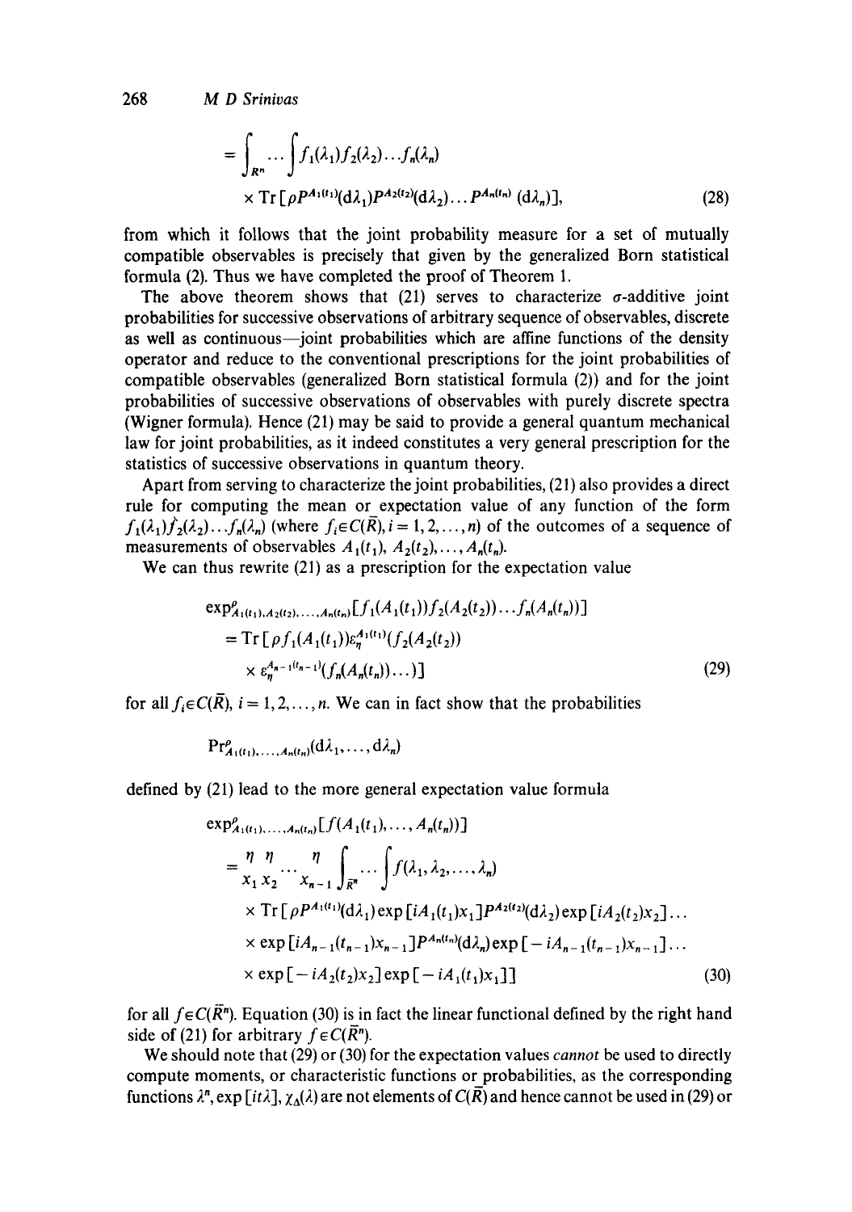$$= \int_{R^n} \cdots \int f_1(\lambda_1) f_2(\lambda_2) \ldots f_n(\lambda_n)$$
$$\times \operatorname{Tr}[\rho P^{A_1(t_1)}(\mathrm{d}\lambda_1) P^{A_2(t_2)}(\mathrm{d}\lambda_2) \ldots P^{A_n(t_n)}(\mathrm{d}\lambda_n)], \tag{28}$$

from which it follows that the joint probability measure for a set of mutually compatible observables is precisely that given by the generalized Born statistical formula (2). Thus we have completed the proof of Theorem 1.

The above theorem shows that (21) serves to characterize $\sigma$-additive joint probabilities for successive observations of arbitrary sequence of observables, discrete as well as continuous—joint probabilities which are affine functions of the density operator and reduce to the conventional prescriptions for the joint probabilities of compatible observables (generalized Born statistical formula (2)) and for the joint probabilities of successive observations of observables with purely discrete spectra (Wigner formula). Hence (21) may be said to provide a general quantum mechanical law for joint probabilities, as it indeed constitutes a very general prescription for the statistics of successive observations in quantum theory.

Apart from serving to characterize the joint probabilities, (21) also provides a direct rule for computing the mean or expectation value of any function of the form $f_1(\lambda_1) f_2(\lambda_2) \ldots f_n(\lambda_n)$ (where $f_i \in C(\bar{R}), i = 1, 2, \ldots, n$) of the outcomes of a sequence of measurements of observables $A_1(t_1), A_2(t_2), \ldots, A_n(t_n)$.

We can thus rewrite (21) as a prescription for the expectation value

$$\exp^{\rho}_{A_1(t_1), A_2(t_2), \ldots, A_n(t_n)}[f_1(A_1(t_1)) f_2(A_2(t_2)) \ldots f_n(A_n(t_n))]$$
$$= \operatorname{Tr}[\rho f_1(A_1(t_1)) \varepsilon_\eta^{A_1(t_1)}(f_2(A_2(t_2))$$
$$\times \varepsilon_\eta^{A_{n-1}(t_{n-1})}(f_n(A_n(t_n))\ldots)] \tag{29}$$

for all $f_i \in C(\bar{R})$, $i = 1, 2, \ldots, n$. We can in fact show that the probabilities

$$\Pr^{\rho}_{A_1(t_1), \ldots, A_n(t_n)}(\mathrm{d}\lambda_1, \ldots, \mathrm{d}\lambda_n)$$

defined by (21) lead to the more general expectation value formula

$$\exp^{\rho}_{A_1(t_1), \ldots, A_n(t_n)}[f(A_1(t_1), \ldots, A_n(t_n))]$$
$$= \mathop{\eta}_{x_1} \mathop{\eta}_{x_2} \cdots \mathop{\eta}_{x_{n-1}} \int_{\bar{R}^n} \cdots \int f(\lambda_1, \lambda_2, \ldots, \lambda_n)$$
$$\times \operatorname{Tr}[\rho P^{A_1(t_1)}(\mathrm{d}\lambda_1) \exp[iA_1(t_1)x_1] P^{A_2(t_2)}(\mathrm{d}\lambda_2) \exp[iA_2(t_2)x_2] \ldots$$
$$\times \exp[iA_{n-1}(t_{n-1})x_{n-1}] P^{A_n(t_n)}(\mathrm{d}\lambda_n) \exp[-iA_{n-1}(t_{n-1})x_{n-1}] \ldots$$
$$\times \exp[-iA_2(t_2)x_2] \exp[-iA_1(t_1)x_1]] \tag{30}$$

for all $f \in C(\bar{R}^n)$. Equation (30) is in fact the linear functional defined by the right hand side of (21) for arbitrary $f \in C(\bar{R}^n)$.

We should note that (29) or (30) for the expectation values *cannot* be used to directly compute moments, or characteristic functions or probabilities, as the corresponding functions $\lambda^n$, $\exp[it\lambda]$, $\chi_\Delta(\lambda)$ are not elements of $C(\bar{R})$ and hence cannot be used in (29) or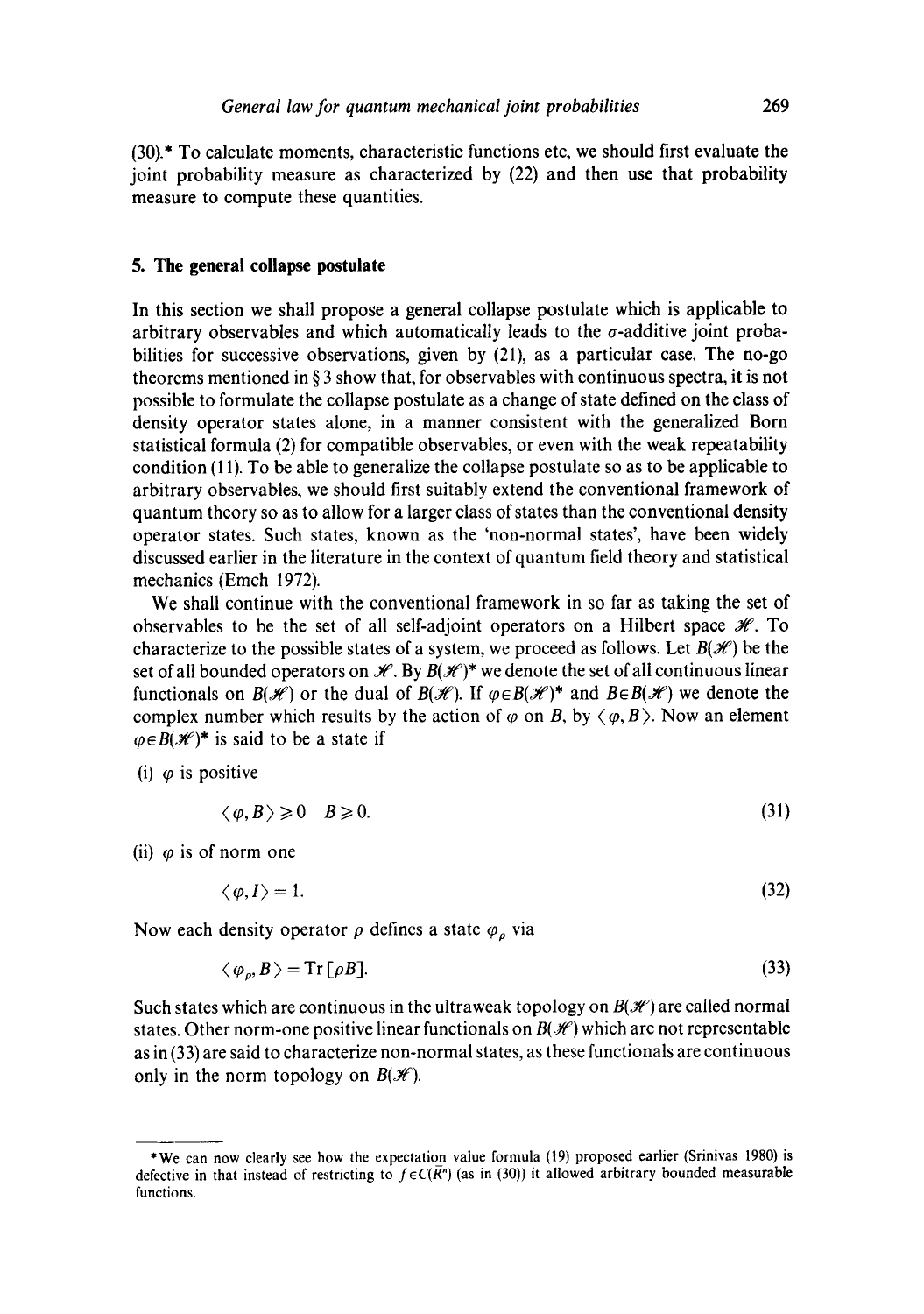(30).* To calculate moments, characteristic functions etc, we should first evaluate the joint probability measure as characterized by (22) and then use that probability measure to compute these quantities.

## 5. The general collapse postulate

In this section we shall propose a general collapse postulate which is applicable to arbitrary observables and which automatically leads to the $\sigma$-additive joint probabilities for successive observations, given by (21), as a particular case. The no-go theorems mentioned in § 3 show that, for observables with continuous spectra, it is not possible to formulate the collapse postulate as a change of state defined on the class of density operator states alone, in a manner consistent with the generalized Born statistical formula (2) for compatible observables, or even with the weak repeatability condition (11). To be able to generalize the collapse postulate so as to be applicable to arbitrary observables, we should first suitably extend the conventional framework of quantum theory so as to allow for a larger class of states than the conventional density operator states. Such states, known as the 'non-normal states', have been widely discussed earlier in the literature in the context of quantum field theory and statistical mechanics (Emch 1972).

We shall continue with the conventional framework in so far as taking the set of observables to be the set of all self-adjoint operators on a Hilbert space $\mathscr{H}$. To characterize to the possible states of a system, we proceed as follows. Let $B(\mathscr{H})$ be the set of all bounded operators on $\mathscr{H}$. By $B(\mathscr{H})^*$ we denote the set of all continuous linear functionals on $B(\mathscr{H})$ or the dual of $B(\mathscr{H})$. If $\varphi \in B(\mathscr{H})^*$ and $B \in B(\mathscr{H})$ we denote the complex number which results by the action of $\varphi$ on $B$, by $\langle \varphi, B \rangle$. Now an element $\varphi \in B(\mathscr{H})^*$ is said to be a state if

(i) $\varphi$ is positive

$$\langle \varphi, B \rangle \geqslant 0 \quad B \geqslant 0. \tag{31}$$

(ii) $\varphi$ is of norm one

$$\langle \varphi, I \rangle = 1. \tag{32}$$

Now each density operator $\rho$ defines a state $\varphi_\rho$ via

$$\langle \varphi_\rho, B \rangle = \mathrm{Tr}\,[\rho B]. \tag{33}$$

Such states which are continuous in the ultraweak topology on $B(\mathscr{H})$ are called normal states. Other norm-one positive linear functionals on $B(\mathscr{H})$ which are not representable as in (33) are said to characterize non-normal states, as these functionals are continuous only in the norm topology on $B(\mathscr{H})$.

---

*We can now clearly see how the expectation value formula (19) proposed earlier (Srinivas 1980) is defective in that instead of restricting to $f \in C(\bar{R}^n)$ (as in (30)) it allowed arbitrary bounded measurable functions.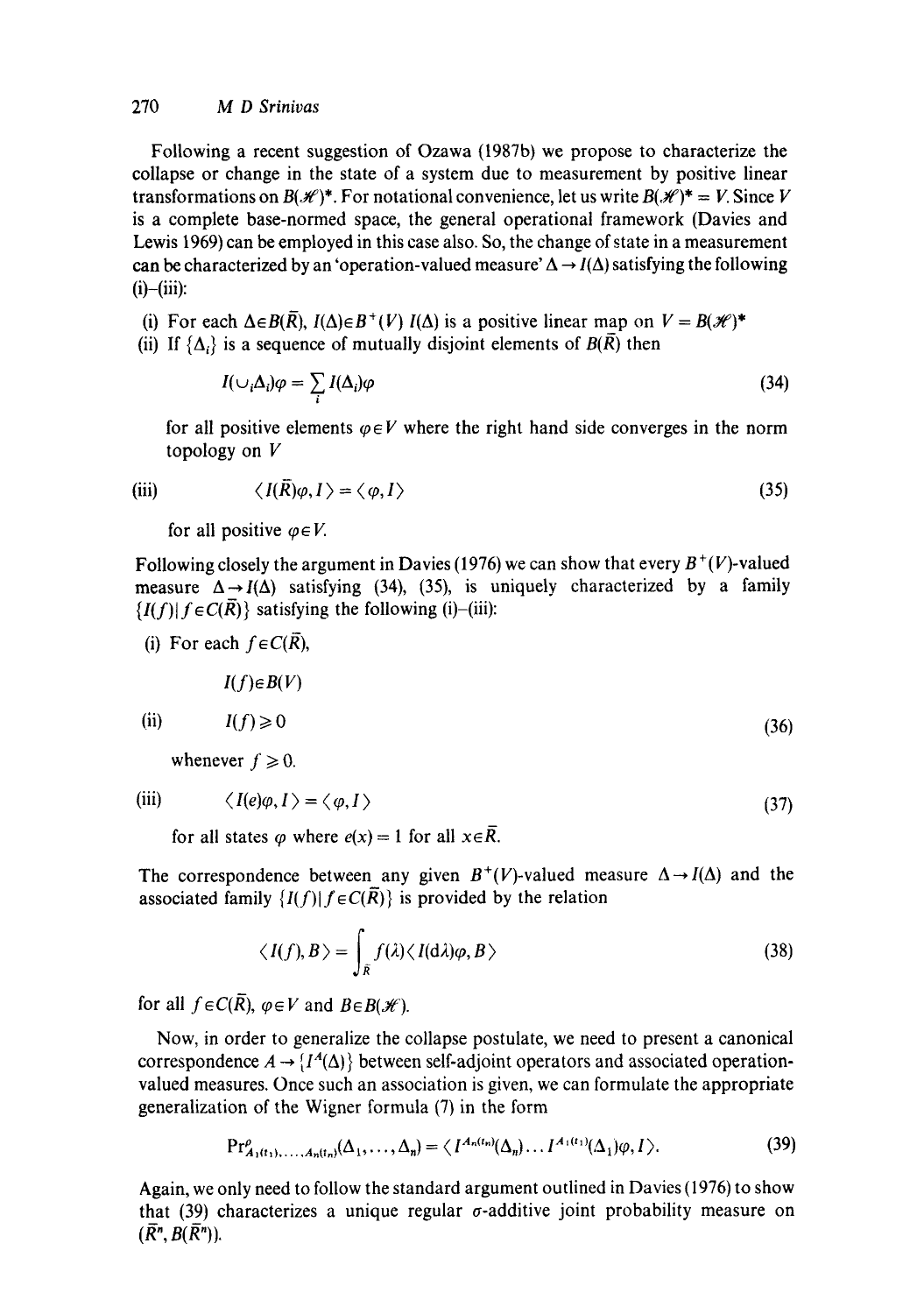Following a recent suggestion of Ozawa (1987b) we propose to characterize the collapse or change in the state of a system due to measurement by positive linear transformations on $B(\mathscr{H})^*$. For notational convenience, let us write $B(\mathscr{H})^* = V$. Since $V$ is a complete base-normed space, the general operational framework (Davies and Lewis 1969) can be employed in this case also. So, the change of state in a measurement can be characterized by an 'operation-valued measure' $\Delta \to I(\Delta)$ satisfying the following (i)–(iii):

(i) For each $\Delta \in B(\bar{R})$, $I(\Delta) \in B^+(V)$ $I(\Delta)$ is a positive linear map on $V = B(\mathscr{H})^*$

(ii) If $\{\Delta_i\}$ is a sequence of mutually disjoint elements of $B(\bar{R})$ then

$$I(\cup_i \Delta_i)\varphi = \sum_i I(\Delta_i)\varphi \tag{34}$$

for all positive elements $\varphi \in V$ where the right hand side converges in the norm topology on $V$

(iii)
$$\langle I(\bar{R})\varphi, I \rangle = \langle \varphi, I \rangle \tag{35}$$

for all positive $\varphi \in V$.

Following closely the argument in Davies (1976) we can show that every $B^+(V)$-valued measure $\Delta \to I(\Delta)$ satisfying (34), (35), is uniquely characterized by a family $\{I(f) | f \in C(\bar{R})\}$ satisfying the following (i)–(iii):

(i) For each $f \in C(\bar{R})$,

$$I(f) \in B(V)$$

(ii)
$$I(f) \geqslant 0 \tag{36}$$

whenever $f \geqslant 0$.

(iii)
$$\langle I(e)\varphi, I \rangle = \langle \varphi, I \rangle \tag{37}$$

for all states $\varphi$ where $e(x) = 1$ for all $x \in \bar{R}$.

The correspondence between any given $B^+(V)$-valued measure $\Delta \to I(\Delta)$ and the associated family $\{I(f) | f \in C(\bar{R})\}$ is provided by the relation

$$\langle I(f), B \rangle = \int_{\bar{R}} f(\lambda) \langle I(\mathrm{d}\lambda)\varphi, B \rangle \tag{38}$$

for all $f \in C(\bar{R})$, $\varphi \in V$ and $B \in B(\mathscr{H})$.

Now, in order to generalize the collapse postulate, we need to present a canonical correspondence $A \to \{I^A(\Delta)\}$ between self-adjoint operators and associated operation-valued measures. Once such an association is given, we can formulate the appropriate generalization of the Wigner formula (7) in the form

$$\Pr^{\rho}_{A_1(t_1),\ldots,A_n(t_n)}(\Delta_1, \ldots, \Delta_n) = \langle I^{A_n(t_n)}(\Delta_n) \ldots I^{A_1(t_1)}(\Delta_1)\varphi, I \rangle. \tag{39}$$

Again, we only need to follow the standard argument outlined in Davies (1976) to show that (39) characterizes a unique regular $\sigma$-additive joint probability measure on $(\bar{R}^n, B(\bar{R}^n))$.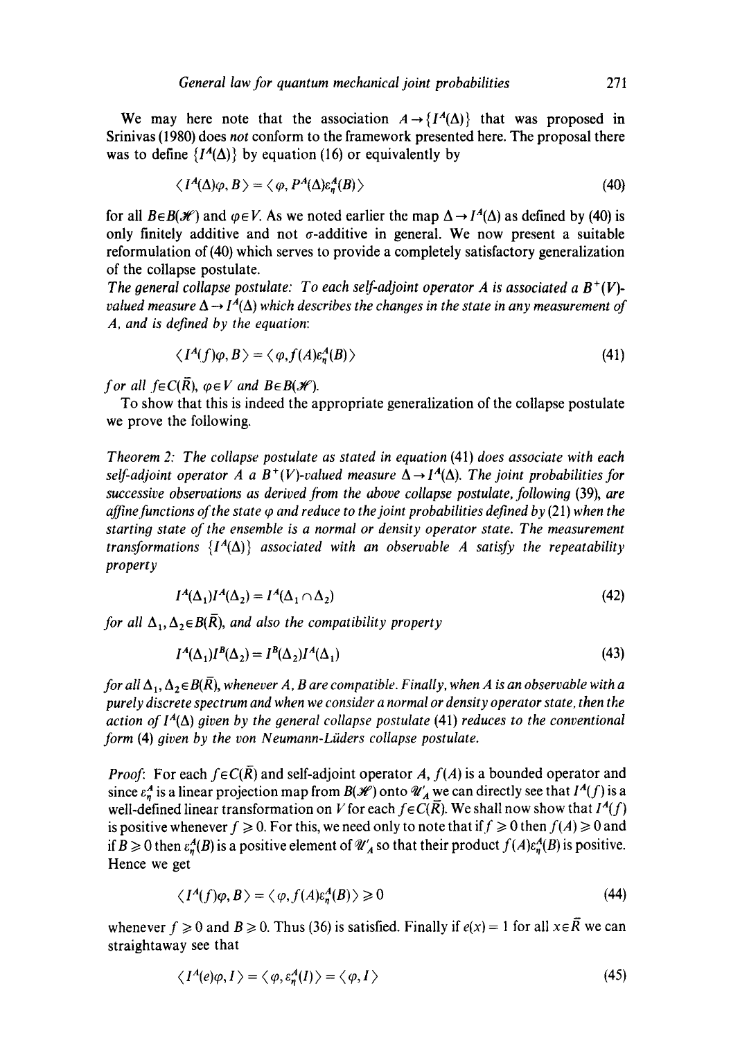We may here note that the association $A \to \{I^A(\Delta)\}$ that was proposed in Srinivas (1980) does *not* conform to the framework presented here. The proposal there was to define $\{I^A(\Delta)\}$ by equation (16) or equivalently by

$$\langle I^A(\Delta)\varphi, B\rangle = \langle \varphi, P^A(\Delta)\varepsilon_\eta^A(B)\rangle \tag{40}$$

for all $B \in B(\mathscr{H})$ and $\varphi \in V$. As we noted earlier the map $\Delta \to I^A(\Delta)$ as defined by (40) is only finitely additive and not $\sigma$-additive in general. We now present a suitable reformulation of (40) which serves to provide a completely satisfactory generalization of the collapse postulate.

*The general collapse postulate: To each self-adjoint operator $A$ is associated a $B^+(V)$-valued measure $\Delta \to I^A(\Delta)$ which describes the changes in the state in any measurement of $A$, and is defined by the equation:*

$$\langle I^A(f)\varphi, B\rangle = \langle \varphi, f(A)\varepsilon_\eta^A(B)\rangle \tag{41}$$

*for all $f \in C(\bar{R})$, $\varphi \in V$ and $B \in B(\mathscr{H})$.*

To show that this is indeed the appropriate generalization of the collapse postulate we prove the following.

*Theorem 2: The collapse postulate as stated in equation (41) does associate with each self-adjoint operator $A$ a $B^+(V)$-valued measure $\Delta \to I^A(\Delta)$. The joint probabilities for successive observations as derived from the above collapse postulate, following (39), are affine functions of the state $\varphi$ and reduce to the joint probabilities defined by (21) when the starting state of the ensemble is a normal or density operator state. The measurement transformations $\{I^A(\Delta)\}$ associated with an observable $A$ satisfy the repeatability property*

$$I^A(\Delta_1)I^A(\Delta_2) = I^A(\Delta_1 \cap \Delta_2) \tag{42}$$

*for all $\Delta_1, \Delta_2 \in B(\bar{R})$, and also the compatibility property*

$$I^A(\Delta_1)I^B(\Delta_2) = I^B(\Delta_2)I^A(\Delta_1) \tag{43}$$

*for all $\Delta_1, \Delta_2 \in B(\bar{R})$, whenever $A$, $B$ are compatible. Finally, when $A$ is an observable with a purely discrete spectrum and when we consider a normal or density operator state, then the action of $I^A(\Delta)$ given by the general collapse postulate (41) reduces to the conventional form (4) given by the von Neumann-Lüders collapse postulate.*

*Proof*: For each $f \in C(\bar{R})$ and self-adjoint operator $A$, $f(A)$ is a bounded operator and since $\varepsilon_\eta^A$ is a linear projection map from $B(\mathscr{H})$ onto $\mathscr{U}'_A$ we can directly see that $I^A(f)$ is a well-defined linear transformation on $V$ for each $f \in C(\bar{R})$. We shall now show that $I^A(f)$ is positive whenever $f \geqslant 0$. For this, we need only to note that if $f \geqslant 0$ then $f(A) \geqslant 0$ and if $B \geqslant 0$ then $\varepsilon_\eta^A(B)$ is a positive element of $\mathscr{U}'_A$ so that their product $f(A)\varepsilon_\eta^A(B)$ is positive. Hence we get

$$\langle I^A(f)\varphi, B\rangle = \langle \varphi, f(A)\varepsilon_\eta^A(B)\rangle \geqslant 0 \tag{44}$$

whenever $f \geqslant 0$ and $B \geqslant 0$. Thus (36) is satisfied. Finally if $e(x) = 1$ for all $x \in \bar{R}$ we can straightaway see that

$$\langle I^A(e)\varphi, I\rangle = \langle \varphi, \varepsilon_\eta^A(I)\rangle = \langle \varphi, I\rangle \tag{45}$$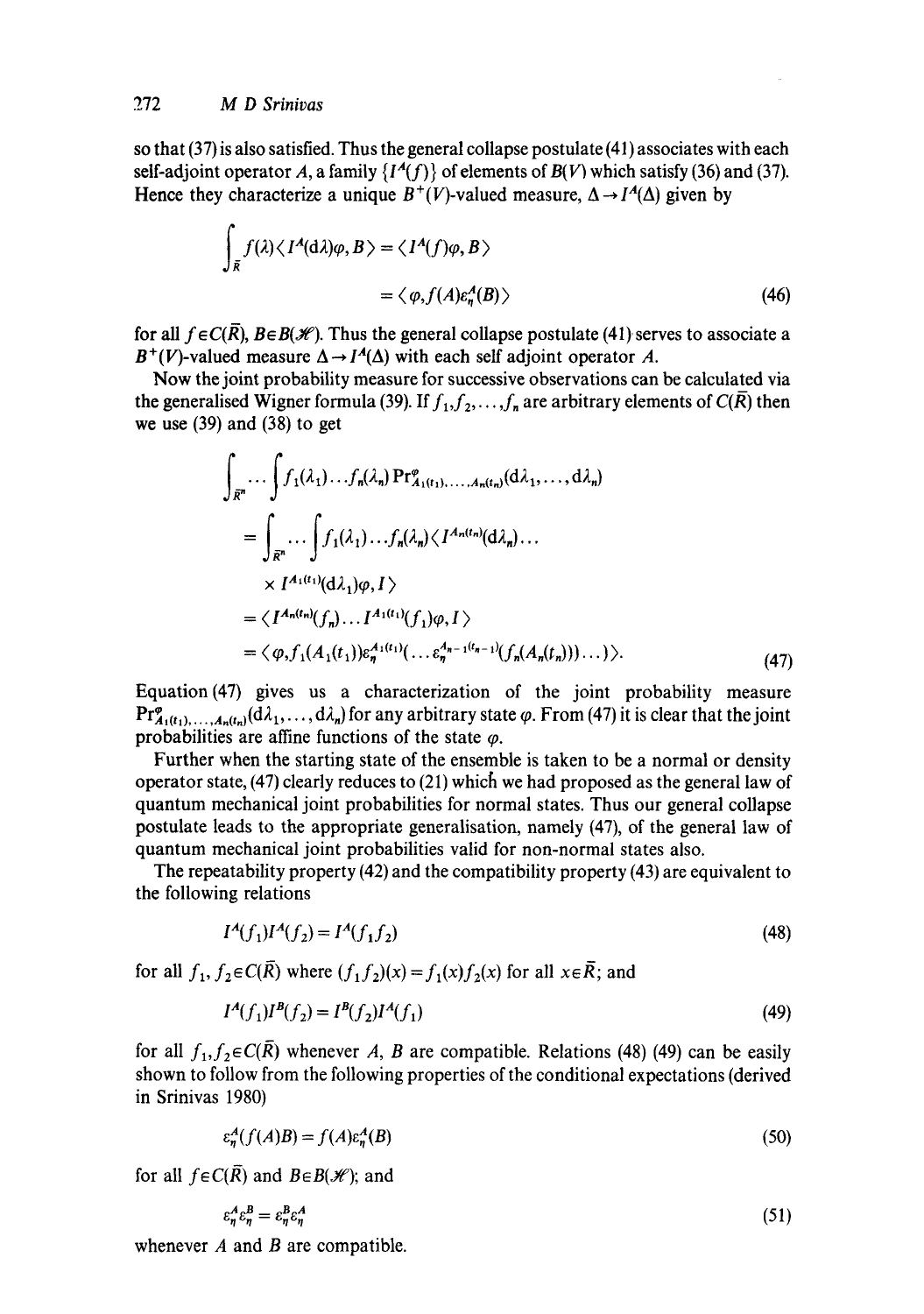so that (37) is also satisfied. Thus the general collapse postulate (41) associates with each self-adjoint operator $A$, a family $\{I^A(f)\}$ of elements of $B(V)$ which satisfy (36) and (37). Hence they characterize a unique $B^+(V)$-valued measure, $\Delta \to I^A(\Delta)$ given by

$$\int_{\bar{R}} f(\lambda)\langle I^A(\mathrm{d}\lambda)\varphi, B\rangle = \langle I^A(f)\varphi, B\rangle$$
$$= \langle \varphi, f(A)\varepsilon^A_\eta(B)\rangle \tag{46}$$

for all $f \in C(\bar{R})$, $B \in B(\mathscr{H})$. Thus the general collapse postulate (41) serves to associate a $B^+(V)$-valued measure $\Delta \to I^A(\Delta)$ with each self adjoint operator $A$.

Now the joint probability measure for successive observations can be calculated via the generalised Wigner formula (39). If $f_1, f_2, \ldots, f_n$ are arbitrary elements of $C(\bar{R})$ then we use (39) and (38) to get

$$\int_{\bar{R}^n} \cdots \int f_1(\lambda_1)\ldots f_n(\lambda_n)\,\mathrm{Pr}^\varphi_{A_1(t_1),\ldots,A_n(t_n)}(\mathrm{d}\lambda_1,\ldots,\mathrm{d}\lambda_n)$$
$$= \int_{\bar{R}^n} \cdots \int f_1(\lambda_1)\ldots f_n(\lambda_n)\langle I^{A_n(t_n)}(\mathrm{d}\lambda_n)\ldots$$
$$\times\, I^{A_1(t_1)}(\mathrm{d}\lambda_1)\varphi, I\rangle$$
$$= \langle I^{A_n(t_n)}(f_n)\ldots I^{A_1(t_1)}(f_1)\varphi, I\rangle$$
$$= \langle \varphi, f_1(A_1(t_1))\varepsilon_\eta^{A_1(t_1)}(\ldots \varepsilon_\eta^{A_{n-1}(t_{n-1})}(f_n(A_n(t_n)))\ldots)\rangle. \tag{47}$$

Equation (47) gives us a characterization of the joint probability measure $\mathrm{Pr}^\varphi_{A_1(t_1),\ldots,A_n(t_n)}(\mathrm{d}\lambda_1,\ldots,\mathrm{d}\lambda_n)$ for any arbitrary state $\varphi$. From (47) it is clear that the joint probabilities are affine functions of the state $\varphi$.

Further when the starting state of the ensemble is taken to be a normal or density operator state, (47) clearly reduces to (21) which we had proposed as the general law of quantum mechanical joint probabilities for normal states. Thus our general collapse postulate leads to the appropriate generalisation, namely (47), of the general law of quantum mechanical joint probabilities valid for non-normal states also.

The repeatability property (42) and the compatibility property (43) are equivalent to the following relations

$$I^A(f_1)I^A(f_2) = I^A(f_1 f_2) \tag{48}$$

for all $f_1, f_2 \in C(\bar{R})$ where $(f_1 f_2)(x) = f_1(x) f_2(x)$ for all $x \in \bar{R}$; and

$$I^A(f_1)I^B(f_2) = I^B(f_2)I^A(f_1) \tag{49}$$

for all $f_1, f_2 \in C(\bar{R})$ whenever $A$, $B$ are compatible. Relations (48) (49) can be easily shown to follow from the following properties of the conditional expectations (derived in Srinivas 1980)

$$\varepsilon^A_\eta(f(A)B) = f(A)\varepsilon^A_\eta(B) \tag{50}$$

for all $f \in C(\bar{R})$ and $B \in B(\mathscr{H})$; and

$$\varepsilon^A_\eta \varepsilon^B_\eta = \varepsilon^B_\eta \varepsilon^A_\eta \tag{51}$$

whenever $A$ and $B$ are compatible.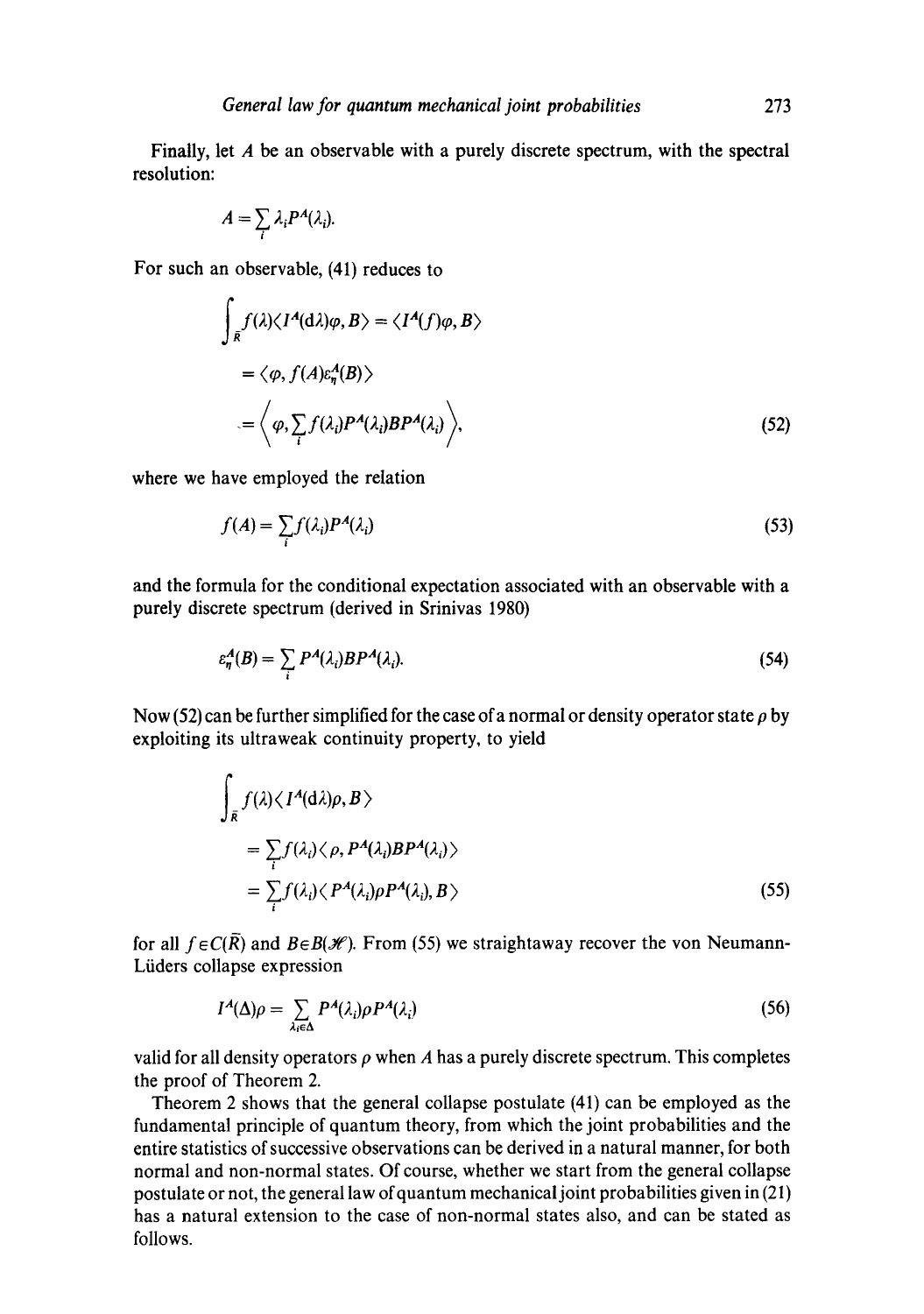Finally, let $A$ be an observable with a purely discrete spectrum, with the spectral resolution:

$$A = \sum_i \lambda_i P^A(\lambda_i).$$

For such an observable, (41) reduces to

$$\begin{aligned}
\int_{\bar{R}} f(\lambda)\langle I^A(\mathrm{d}\lambda)\varphi, B\rangle &= \langle I^A(f)\varphi, B\rangle \\
&= \langle \varphi, f(A)\varepsilon_\eta^A(B)\rangle \\
&= \left\langle \varphi, \sum_i f(\lambda_i) P^A(\lambda_i) B P^A(\lambda_i)\right\rangle,
\end{aligned} \tag{52}$$

where we have employed the relation

$$f(A) = \sum_i f(\lambda_i) P^A(\lambda_i) \tag{53}$$

and the formula for the conditional expectation associated with an observable with a purely discrete spectrum (derived in Srinivas 1980)

$$\varepsilon_\eta^A(B) = \sum_i P^A(\lambda_i) B P^A(\lambda_i). \tag{54}$$

Now (52) can be further simplified for the case of a normal or density operator state $\rho$ by exploiting its ultraweak continuity property, to yield

$$\begin{aligned}
&\int_{\bar{R}} f(\lambda)\langle I^A(\mathrm{d}\lambda)\rho, B\rangle \\
&\quad = \sum_i f(\lambda_i)\langle \rho, P^A(\lambda_i) B P^A(\lambda_i)\rangle \\
&\quad = \sum_i f(\lambda_i)\langle P^A(\lambda_i)\rho P^A(\lambda_i), B\rangle
\end{aligned} \tag{55}$$

for all $f \in C(\bar{R})$ and $B \in B(\mathscr{H})$. From (55) we straightaway recover the von Neumann-Lüders collapse expression

$$I^A(\Delta)\rho = \sum_{\lambda_i \in \Delta} P^A(\lambda_i)\rho P^A(\lambda_i) \tag{56}$$

valid for all density operators $\rho$ when $A$ has a purely discrete spectrum. This completes the proof of Theorem 2.

Theorem 2 shows that the general collapse postulate (41) can be employed as the fundamental principle of quantum theory, from which the joint probabilities and the entire statistics of successive observations can be derived in a natural manner, for both normal and non-normal states. Of course, whether we start from the general collapse postulate or not, the general law of quantum mechanical joint probabilities given in (21) has a natural extension to the case of non-normal states also, and can be stated as follows.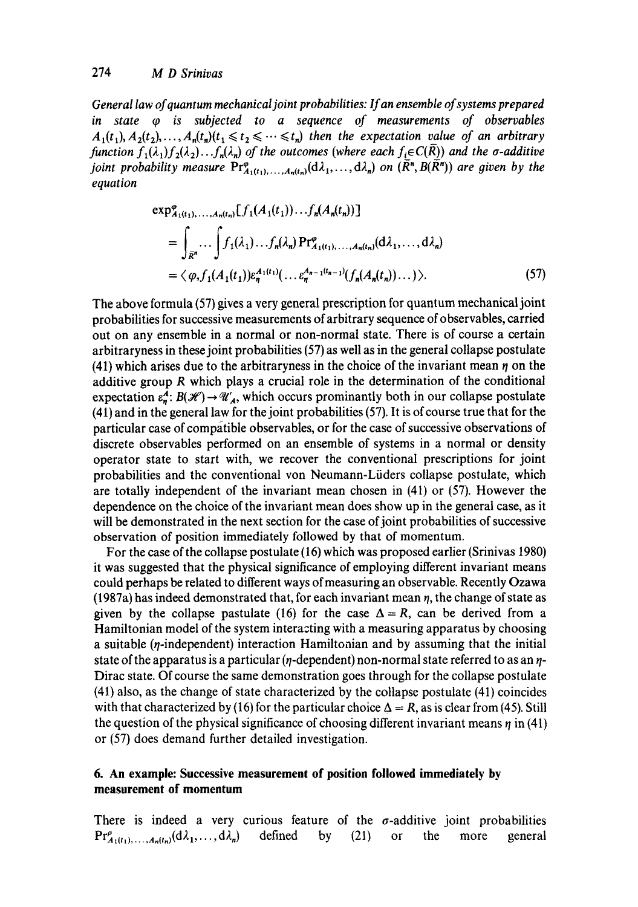*General law of quantum mechanical joint probabilities: If an ensemble of systems prepared in state $\varphi$ is subjected to a sequence of measurements of observables $A_1(t_1), A_2(t_2), \ldots, A_n(t_n)(t_1 \leqslant t_2 \leqslant \cdots \leqslant t_n)$ then the expectation value of an arbitrary function $f_1(\lambda_1)f_2(\lambda_2)\ldots f_n(\lambda_n)$ of the outcomes (where each $f_i \in C(\bar{R})$) and the $\sigma$-additive joint probability measure $\mathrm{Pr}^{\varphi}_{A_1(t_1),\ldots,A_n(t_n)}(\mathrm{d}\lambda_1,\ldots,\mathrm{d}\lambda_n)$ on $(\bar{R}^n, B(\bar{R}^n))$ are given by the equation*

$$
\begin{aligned}
&\exp^{\varphi}_{A_1(t_1),\ldots,A_n(t_n)}[f_1(A_1(t_1))\ldots f_n(A_n(t_n))] \\
&= \int_{\bar{R}^n}\cdots\int f_1(\lambda_1)\ldots f_n(\lambda_n)\,\mathrm{Pr}^{\varphi}_{A_1(t_1),\ldots,A_n(t_n)}(\mathrm{d}\lambda_1,\ldots,\mathrm{d}\lambda_n) \\
&= \langle \varphi, f_1(A_1(t_1))\varepsilon^{A_1(t_1)}_{\eta}(\ldots\varepsilon^{A_{n-1}(t_{n-1})}_{\eta}(f_n(A_n(t_n)))\ldots)\rangle.
\end{aligned} \tag{57}
$$

The above formula (57) gives a very general prescription for quantum mechanical joint probabilities for successive measurements of arbitrary sequence of observables, carried out on any ensemble in a normal or non-normal state. There is of course a certain arbitraryness in these joint probabilities (57) as well as in the general collapse postulate (41) which arises due to the arbitraryness in the choice of the invariant mean $\eta$ on the additive group $R$ which plays a crucial role in the determination of the conditional expectation $\varepsilon^{A}_{\eta}\colon B(\mathscr{H}) \to \mathscr{U}'_A$, which occurs prominantly both in our collapse postulate (41) and in the general law for the joint probabilities (57). It is of course true that for the particular case of compatible observables, or for the case of successive observations of discrete observables performed on an ensemble of systems in a normal or density operator state to start with, we recover the conventional prescriptions for joint probabilities and the conventional von Neumann-Lüders collapse postulate, which are totally independent of the invariant mean chosen in (41) or (57). However the dependence on the choice of the invariant mean does show up in the general case, as it will be demonstrated in the next section for the case of joint probabilities of successive observation of position immediately followed by that of momentum.

For the case of the collapse postulate (16) which was proposed earlier (Srinivas 1980) it was suggested that the physical significance of employing different invariant means could perhaps be related to different ways of measuring an observable. Recently Ozawa (1987a) has indeed demonstrated that, for each invariant mean $\eta$, the change of state as given by the collapse pastulate (16) for the case $\Delta = R$, can be derived from a Hamiltonian model of the system interacting with a measuring apparatus by choosing a suitable ($\eta$-independent) interaction Hamiltonian and by assuming that the initial state of the apparatus is a particular ($\eta$-dependent) non-normal state referred to as an $\eta$-Dirac state. Of course the same demonstration goes through for the collapse postulate (41) also, as the change of state characterized by the collapse postulate (41) coincides with that characterized by (16) for the particular choice $\Delta = R$, as is clear from (45). Still the question of the physical significance of choosing different invariant means $\eta$ in (41) or (57) does demand further detailed investigation.

## 6. An example: Successive measurement of position followed immediately by measurement of momentum

There is indeed a very curious feature of the $\sigma$-additive joint probabilities $\mathrm{Pr}^{\rho}_{A_1(t_1),\ldots,A_n(t_n)}(\mathrm{d}\lambda_1,\ldots,\mathrm{d}\lambda_n)$ defined by (21) or the more general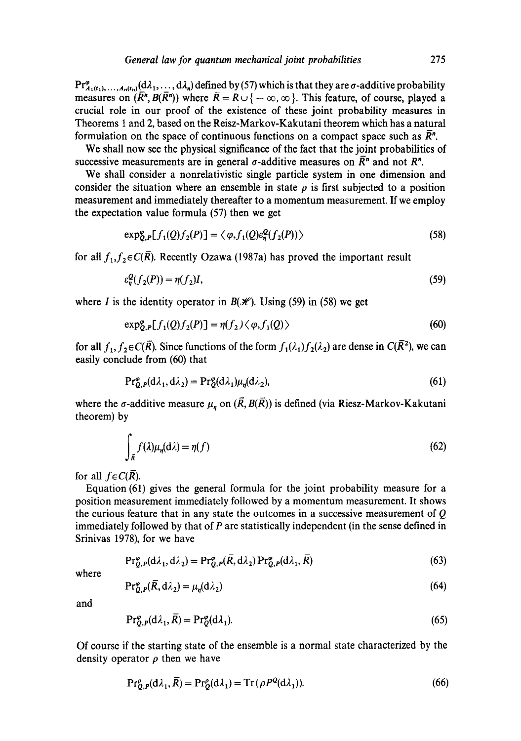$\mathrm{Pr}^{\varphi}_{A_1(t_1),\ldots,A_n(t_n)}(\mathrm{d}\lambda_1,\ldots,\mathrm{d}\lambda_n)$ defined by (57) which is that they are $\sigma$-additive probability measures on $(\bar{R}^n, B(\bar{R}^n))$ where $\bar{R} = R \cup \{-\infty, \infty\}$. This feature, of course, played a crucial role in our proof of the existence of these joint probability measures in Theorems 1 and 2, based on the Reisz-Markov-Kakutani theorem which has a natural formulation on the space of continuous functions on a compact space such as $\bar{R}^n$.

We shall now see the physical significance of the fact that the joint probabilities of successive measurements are in general $\sigma$-additive measures on $\bar{R}^n$ and not $R^n$.

We shall consider a nonrelativistic single particle system in one dimension and consider the situation where an ensemble in state $\rho$ is first subjected to a position measurement and immediately thereafter to a momentum measurement. If we employ the expectation value formula (57) then we get

$$\exp^{\varphi}_{Q,P}[f_1(Q)f_2(P)] = \langle \varphi, f_1(Q)\varepsilon^Q_\eta(f_2(P))\rangle \tag{58}$$

for all $f_1, f_2 \in C(\bar{R})$. Recently Ozawa (1987a) has proved the important result

$$\varepsilon^Q_\eta(f_2(P)) = \eta(f_2)I, \tag{59}$$

where $I$ is the identity operator in $B(\mathscr{H})$. Using (59) in (58) we get

$$\exp^{\varphi}_{Q,P}[f_1(Q)f_2(P)] = \eta(f_2)\langle \varphi, f_1(Q)\rangle \tag{60}$$

for all $f_1, f_2 \in C(\bar{R})$. Since functions of the form $f_1(\lambda_1)f_2(\lambda_2)$ are dense in $C(\bar{R}^2)$, we can easily conclude from (60) that

$$\mathrm{Pr}^{\varphi}_{Q,P}(\mathrm{d}\lambda_1, \mathrm{d}\lambda_2) = \mathrm{Pr}^{\varphi}_{Q}(\mathrm{d}\lambda_1)\mu_\eta(\mathrm{d}\lambda_2), \tag{61}$$

where the $\sigma$-additive measure $\mu_\eta$ on $(\bar{R}, B(\bar{R}))$ is defined (via Riesz-Markov-Kakutani theorem) by

$$\int_{\bar{R}} f(\lambda)\mu_\eta(\mathrm{d}\lambda) = \eta(f) \tag{62}$$

for all $f \in C(\bar{R})$.

Equation (61) gives the general formula for the joint probability measure for a position measurement immediately followed by a momentum measurement. It shows the curious feature that in any state the outcomes in a successive measurement of $Q$ immediately followed by that of $P$ are statistically independent (in the sense defined in Srinivas 1978), for we have

$$\mathrm{Pr}^{\varphi}_{Q,P}(\mathrm{d}\lambda_1, \mathrm{d}\lambda_2) = \mathrm{Pr}^{\varphi}_{Q,P}(\bar{R}, \mathrm{d}\lambda_2)\,\mathrm{Pr}^{\varphi}_{Q,P}(\mathrm{d}\lambda_1, \bar{R}) \tag{63}$$

where

$$\mathrm{Pr}^{\varphi}_{Q,P}(\bar{R}, \mathrm{d}\lambda_2) = \mu_\eta(\mathrm{d}\lambda_2) \tag{64}$$

and

$$\mathrm{Pr}^{\varphi}_{Q,P}(\mathrm{d}\lambda_1, \bar{R}) = \mathrm{Pr}^{\varphi}_{Q}(\mathrm{d}\lambda_1). \tag{65}$$

Of course if the starting state of the ensemble is a normal state characterized by the density operator $\rho$ then we have

$$\mathrm{Pr}^{\rho}_{Q,P}(\mathrm{d}\lambda_1, \bar{R}) = \mathrm{Pr}^{\rho}_{Q}(\mathrm{d}\lambda_1) = \mathrm{Tr}\,(\rho P^Q(\mathrm{d}\lambda_1)). \tag{66}$$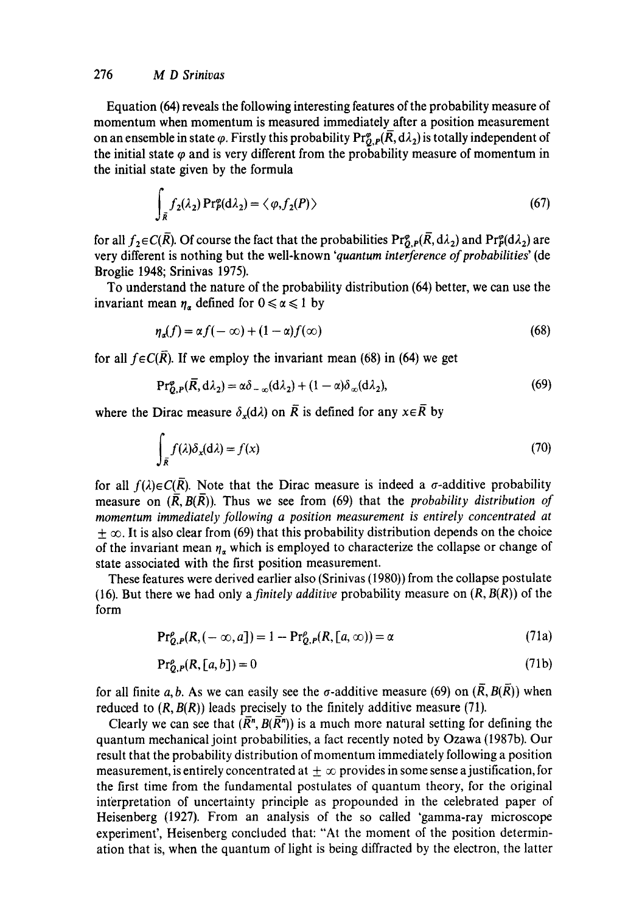Equation (64) reveals the following interesting features of the probability measure of momentum when momentum is measured immediately after a position measurement on an ensemble in state $\varphi$. Firstly this probability $\Pr^{\varphi}_{Q,P}(\bar{R}, d\lambda_2)$ is totally independent of the initial state $\varphi$ and is very different from the probability measure of momentum in the initial state given by the formula

$$\int_{\bar{R}} f_2(\lambda_2) \Pr^{\varphi}_{P}(d\lambda_2) = \langle \varphi, f_2(P) \rangle \tag{67}$$

for all $f_2 \in C(\bar{R})$. Of course the fact that the probabilities $\Pr^{\varphi}_{Q,P}(\bar{R}, d\lambda_2)$ and $\Pr^{\varphi}_{P}(d\lambda_2)$ are very different is nothing but the well-known '*quantum interference of probabilities*' (de Broglie 1948; Srinivas 1975).

To understand the nature of the probability distribution (64) better, we can use the invariant mean $\eta_\alpha$ defined for $0 \leqslant \alpha \leqslant 1$ by

$$\eta_\alpha(f) = \alpha f(-\infty) + (1 - \alpha) f(\infty) \tag{68}$$

for all $f \in C(\bar{R})$. If we employ the invariant mean (68) in (64) we get

$$\Pr^{\varphi}_{Q,P}(\bar{R}, d\lambda_2) = \alpha \delta_{-\infty}(d\lambda_2) + (1 - \alpha)\delta_{\infty}(d\lambda_2), \tag{69}$$

where the Dirac measure $\delta_x(d\lambda)$ on $\bar{R}$ is defined for any $x \in \bar{R}$ by

$$\int_{\bar{R}} f(\lambda) \delta_x(d\lambda) = f(x) \tag{70}$$

for all $f(\lambda) \in C(\bar{R})$. Note that the Dirac measure is indeed a $\sigma$-additive probability measure on $(\bar{R}, B(\bar{R}))$. Thus we see from (69) that the *probability distribution of momentum immediately following a position measurement is entirely concentrated at* $\pm \infty$. It is also clear from (69) that this probability distribution depends on the choice of the invariant mean $\eta_\alpha$ which is employed to characterize the collapse or change of state associated with the first position measurement.

These features were derived earlier also (Srinivas (1980)) from the collapse postulate (16). But there we had only a *finitely additive* probability measure on $(R, B(R))$ of the form

$$\Pr^{\rho}_{Q,P}(R, (-\infty, a]) = 1 - \Pr^{\rho}_{Q,P}(R, [a, \infty)) = \alpha \tag{71a}$$

$$\Pr^{\rho}_{Q,P}(R, [a, b]) = 0 \tag{71b}$$

for all finite $a, b$. As we can easily see the $\sigma$-additive measure (69) on $(\bar{R}, B(\bar{R}))$ when reduced to $(R, B(R))$ leads precisely to the finitely additive measure (71).

Clearly we can see that $(\bar{R}^n, B(\bar{R}^n))$ is a much more natural setting for defining the quantum mechanical joint probabilities, a fact recently noted by Ozawa (1987b). Our result that the probability distribution of momentum immediately following a position measurement, is entirely concentrated at $\pm \infty$ provides in some sense a justification, for the first time from the fundamental postulates of quantum theory, for the original interpretation of uncertainty principle as propounded in the celebrated paper of Heisenberg (1927). From an analysis of the so called 'gamma-ray microscope experiment', Heisenberg concluded that: "At the moment of the position determination that is, when the quantum of light is being diffracted by the electron, the latter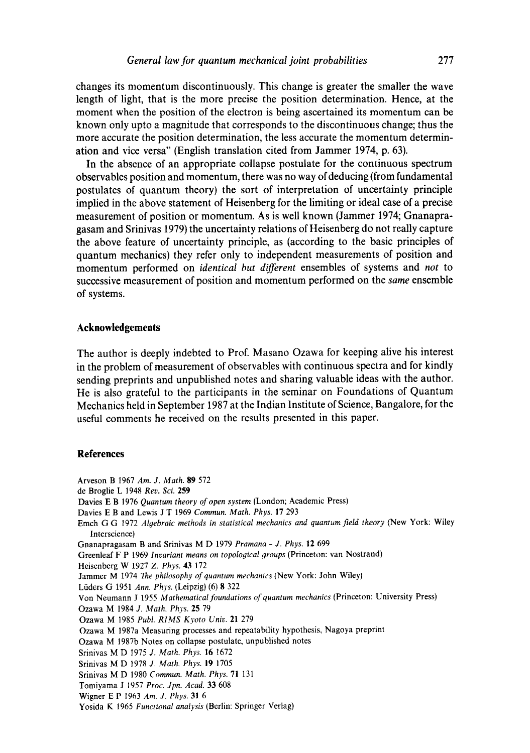changes its momentum discontinuously. This change is greater the smaller the wave length of light, that is the more precise the position determination. Hence, at the moment when the position of the electron is being ascertained its momentum can be known only upto a magnitude that corresponds to the discontinuous change; thus the more accurate the position determination, the less accurate the momentum determination and vice versa" (English translation cited from Jammer 1974, p. 63).

In the absence of an appropriate collapse postulate for the continuous spectrum observables position and momentum, there was no way of deducing (from fundamental postulates of quantum theory) the sort of interpretation of uncertainty principle implied in the above statement of Heisenberg for the limiting or ideal case of a precise measurement of position or momentum. As is well known (Jammer 1974; Gnanapragasam and Srinivas 1979) the uncertainty relations of Heisenberg do not really capture the above feature of uncertainty principle, as (according to the basic principles of quantum mechanics) they refer only to independent measurements of position and momentum performed on *identical but different* ensembles of systems and *not* to successive measurement of position and momentum performed on the *same* ensemble of systems.

## Acknowledgements

The author is deeply indebted to Prof. Masano Ozawa for keeping alive his interest in the problem of measurement of observables with continuous spectra and for kindly sending preprints and unpublished notes and sharing valuable ideas with the author. He is also grateful to the participants in the seminar on Foundations of Quantum Mechanics held in September 1987 at the Indian Institute of Science, Bangalore, for the useful comments he received on the results presented in this paper.

## References

Arveson B 1967 *Am. J. Math.* **89** 572

de Broglie L 1948 *Rev. Sci.* **259**

Davies E B 1976 *Quantum theory of open system* (London; Academic Press)

Davies E B and Lewis J T 1969 *Commun. Math. Phys.* **17** 293

Emch G G 1972 *Algebraic methods in statistical mechanics and quantum field theory* (New York: Wiley Interscience)

Gnanapragasam B and Srinivas M D 1979 *Pramana – J. Phys.* **12** 699

Greenleaf F P 1969 *Invariant means on topological groups* (Princeton: van Nostrand)

Heisenberg W 1927 *Z. Phys.* **43** 172

Jammer M 1974 *The philosophy of quantum mechanics* (New York: John Wiley)

Lüders G 1951 *Ann. Phys.* (Leipzig) (6) **8** 322

Von Neumann J 1955 *Mathematical foundations of quantum mechanics* (Princeton: University Press)

Ozawa M 1984 *J. Math. Phys.* **25** 79

Ozawa M 1985 *Publ. RIMS Kyoto Univ.* **21** 279

Ozawa M 1987a Measuring processes and repeatability hypothesis, Nagoya preprint

Ozawa M 1987b Notes on collapse postulate, unpublished notes

Srinivas M D 1975 *J. Math. Phys.* **16** 1672

Srinivas M D 1978 *J. Math. Phys.* **19** 1705

Srinivas M D 1980 *Commun. Math. Phys.* **71** 131

Tomiyama J 1957 *Proc. Jpn. Acad.* **33** 608

Wigner E P 1963 *Am. J. Phys.* **31** 6

Yosida K 1965 *Functional analysis* (Berlin: Springer Verlag)